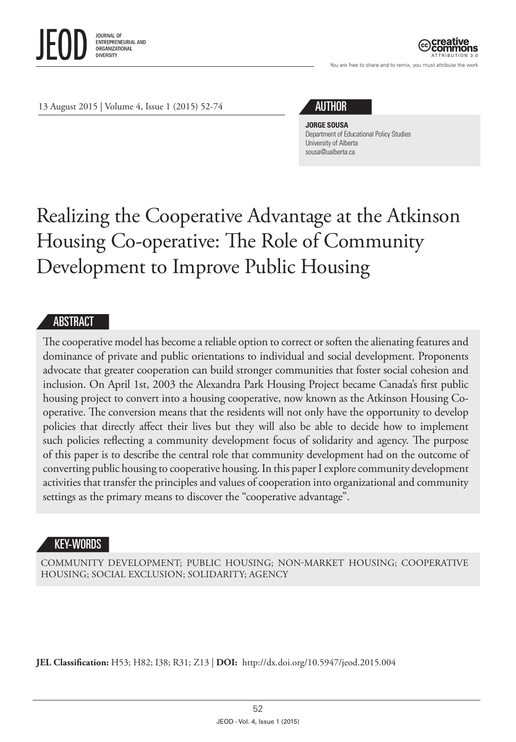JEOD JOURNAL OF ENTREPRENEURIAL AND ORGANIZATIONAL DIVERSITY

You are free to share and to remix, you must attribute the work

13 August 2015 | Volume 4, Issue 1 (2015) 52-74

## AUTHOR

**JORGE SOUSA**
Department of Educational Policy Studies
University of Alberta
sousa@ualberta.ca

# Realizing the Cooperative Advantage at the Atkinson Housing Co-operative: The Role of Community Development to Improve Public Housing

## ABSTRACT

The cooperative model has become a reliable option to correct or soften the alienating features and dominance of private and public orientations to individual and social development. Proponents advocate that greater cooperation can build stronger communities that foster social cohesion and inclusion. On April 1st, 2003 the Alexandra Park Housing Project became Canada's first public housing project to convert into a housing cooperative, now known as the Atkinson Housing Co-operative. The conversion means that the residents will not only have the opportunity to develop policies that directly affect their lives but they will also be able to decide how to implement such policies reflecting a community development focus of solidarity and agency. The purpose of this paper is to describe the central role that community development had on the outcome of converting public housing to cooperative housing. In this paper I explore community development activities that transfer the principles and values of cooperation into organizational and community settings as the primary means to discover the "cooperative advantage".

## KEY-WORDS

COMMUNITY DEVELOPMENT; PUBLIC HOUSING; NON-MARKET HOUSING; COOPERATIVE HOUSING; SOCIAL EXCLUSION; SOLIDARITY; AGENCY

**JEL Classification:** H53; H82; I38; R31; Z13 | **DOI:** http://dx.doi.org/10.5947/jeod.2015.004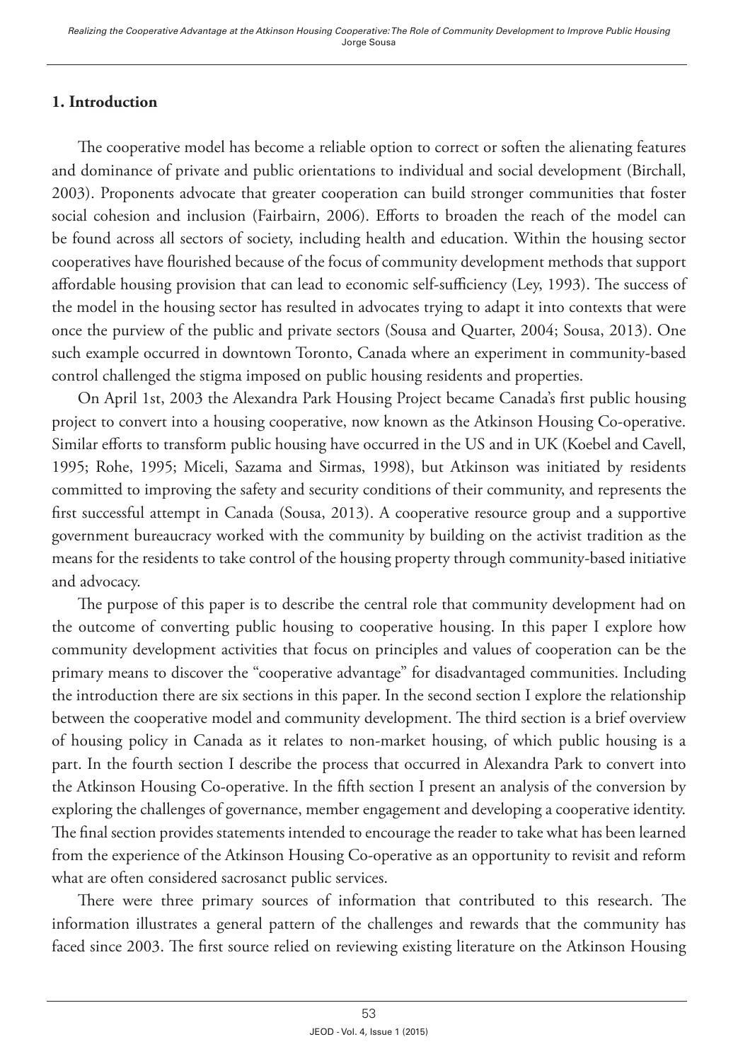## 1. Introduction

The cooperative model has become a reliable option to correct or soften the alienating features and dominance of private and public orientations to individual and social development (Birchall, 2003). Proponents advocate that greater cooperation can build stronger communities that foster social cohesion and inclusion (Fairbairn, 2006). Efforts to broaden the reach of the model can be found across all sectors of society, including health and education. Within the housing sector cooperatives have flourished because of the focus of community development methods that support affordable housing provision that can lead to economic self-sufficiency (Ley, 1993). The success of the model in the housing sector has resulted in advocates trying to adapt it into contexts that were once the purview of the public and private sectors (Sousa and Quarter, 2004; Sousa, 2013). One such example occurred in downtown Toronto, Canada where an experiment in community-based control challenged the stigma imposed on public housing residents and properties.

On April 1st, 2003 the Alexandra Park Housing Project became Canada's first public housing project to convert into a housing cooperative, now known as the Atkinson Housing Co-operative. Similar efforts to transform public housing have occurred in the US and in UK (Koebel and Cavell, 1995; Rohe, 1995; Miceli, Sazama and Sirmas, 1998), but Atkinson was initiated by residents committed to improving the safety and security conditions of their community, and represents the first successful attempt in Canada (Sousa, 2013). A cooperative resource group and a supportive government bureaucracy worked with the community by building on the activist tradition as the means for the residents to take control of the housing property through community-based initiative and advocacy.

The purpose of this paper is to describe the central role that community development had on the outcome of converting public housing to cooperative housing. In this paper I explore how community development activities that focus on principles and values of cooperation can be the primary means to discover the "cooperative advantage" for disadvantaged communities. Including the introduction there are six sections in this paper. In the second section I explore the relationship between the cooperative model and community development. The third section is a brief overview of housing policy in Canada as it relates to non-market housing, of which public housing is a part. In the fourth section I describe the process that occurred in Alexandra Park to convert into the Atkinson Housing Co-operative. In the fifth section I present an analysis of the conversion by exploring the challenges of governance, member engagement and developing a cooperative identity. The final section provides statements intended to encourage the reader to take what has been learned from the experience of the Atkinson Housing Co-operative as an opportunity to revisit and reform what are often considered sacrosanct public services.

There were three primary sources of information that contributed to this research. The information illustrates a general pattern of the challenges and rewards that the community has faced since 2003. The first source relied on reviewing existing literature on the Atkinson Housing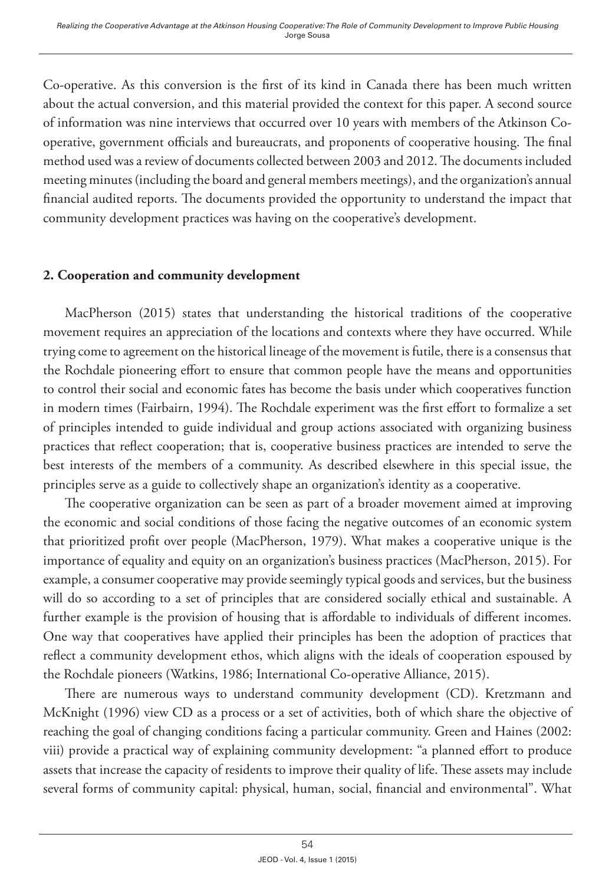Co-operative. As this conversion is the first of its kind in Canada there has been much written about the actual conversion, and this material provided the context for this paper. A second source of information was nine interviews that occurred over 10 years with members of the Atkinson Co-operative, government officials and bureaucrats, and proponents of cooperative housing. The final method used was a review of documents collected between 2003 and 2012. The documents included meeting minutes (including the board and general members meetings), and the organization's annual financial audited reports. The documents provided the opportunity to understand the impact that community development practices was having on the cooperative's development.

## 2. Cooperation and community development

MacPherson (2015) states that understanding the historical traditions of the cooperative movement requires an appreciation of the locations and contexts where they have occurred. While trying come to agreement on the historical lineage of the movement is futile, there is a consensus that the Rochdale pioneering effort to ensure that common people have the means and opportunities to control their social and economic fates has become the basis under which cooperatives function in modern times (Fairbairn, 1994). The Rochdale experiment was the first effort to formalize a set of principles intended to guide individual and group actions associated with organizing business practices that reflect cooperation; that is, cooperative business practices are intended to serve the best interests of the members of a community. As described elsewhere in this special issue, the principles serve as a guide to collectively shape an organization's identity as a cooperative.

The cooperative organization can be seen as part of a broader movement aimed at improving the economic and social conditions of those facing the negative outcomes of an economic system that prioritized profit over people (MacPherson, 1979). What makes a cooperative unique is the importance of equality and equity on an organization's business practices (MacPherson, 2015). For example, a consumer cooperative may provide seemingly typical goods and services, but the business will do so according to a set of principles that are considered socially ethical and sustainable. A further example is the provision of housing that is affordable to individuals of different incomes. One way that cooperatives have applied their principles has been the adoption of practices that reflect a community development ethos, which aligns with the ideals of cooperation espoused by the Rochdale pioneers (Watkins, 1986; International Co-operative Alliance, 2015).

There are numerous ways to understand community development (CD). Kretzmann and McKnight (1996) view CD as a process or a set of activities, both of which share the objective of reaching the goal of changing conditions facing a particular community. Green and Haines (2002: viii) provide a practical way of explaining community development: "a planned effort to produce assets that increase the capacity of residents to improve their quality of life. These assets may include several forms of community capital: physical, human, social, financial and environmental". What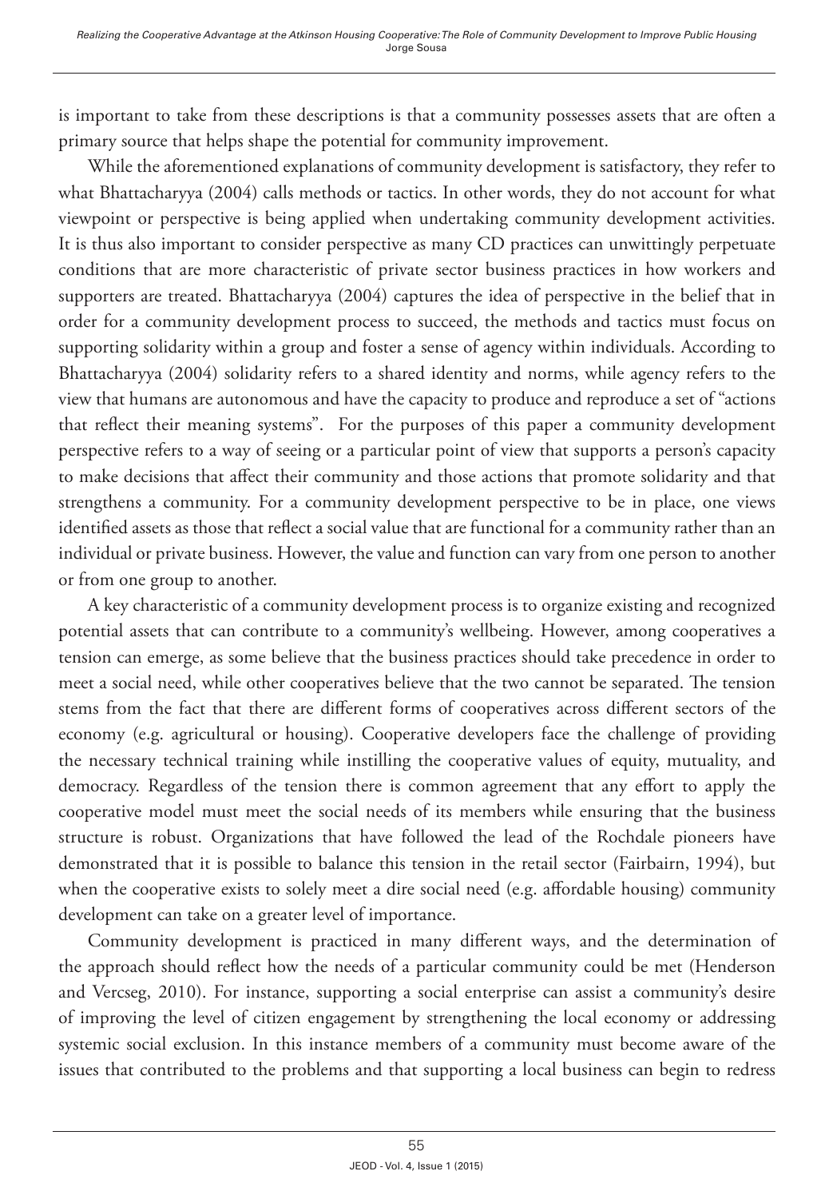is important to take from these descriptions is that a community possesses assets that are often a primary source that helps shape the potential for community improvement.

While the aforementioned explanations of community development is satisfactory, they refer to what Bhattacharyya (2004) calls methods or tactics. In other words, they do not account for what viewpoint or perspective is being applied when undertaking community development activities. It is thus also important to consider perspective as many CD practices can unwittingly perpetuate conditions that are more characteristic of private sector business practices in how workers and supporters are treated. Bhattacharyya (2004) captures the idea of perspective in the belief that in order for a community development process to succeed, the methods and tactics must focus on supporting solidarity within a group and foster a sense of agency within individuals. According to Bhattacharyya (2004) solidarity refers to a shared identity and norms, while agency refers to the view that humans are autonomous and have the capacity to produce and reproduce a set of "actions that reflect their meaning systems". For the purposes of this paper a community development perspective refers to a way of seeing or a particular point of view that supports a person's capacity to make decisions that affect their community and those actions that promote solidarity and that strengthens a community. For a community development perspective to be in place, one views identified assets as those that reflect a social value that are functional for a community rather than an individual or private business. However, the value and function can vary from one person to another or from one group to another.

A key characteristic of a community development process is to organize existing and recognized potential assets that can contribute to a community's wellbeing. However, among cooperatives a tension can emerge, as some believe that the business practices should take precedence in order to meet a social need, while other cooperatives believe that the two cannot be separated. The tension stems from the fact that there are different forms of cooperatives across different sectors of the economy (e.g. agricultural or housing). Cooperative developers face the challenge of providing the necessary technical training while instilling the cooperative values of equity, mutuality, and democracy. Regardless of the tension there is common agreement that any effort to apply the cooperative model must meet the social needs of its members while ensuring that the business structure is robust. Organizations that have followed the lead of the Rochdale pioneers have demonstrated that it is possible to balance this tension in the retail sector (Fairbairn, 1994), but when the cooperative exists to solely meet a dire social need (e.g. affordable housing) community development can take on a greater level of importance.

Community development is practiced in many different ways, and the determination of the approach should reflect how the needs of a particular community could be met (Henderson and Vercseg, 2010). For instance, supporting a social enterprise can assist a community's desire of improving the level of citizen engagement by strengthening the local economy or addressing systemic social exclusion. In this instance members of a community must become aware of the issues that contributed to the problems and that supporting a local business can begin to redress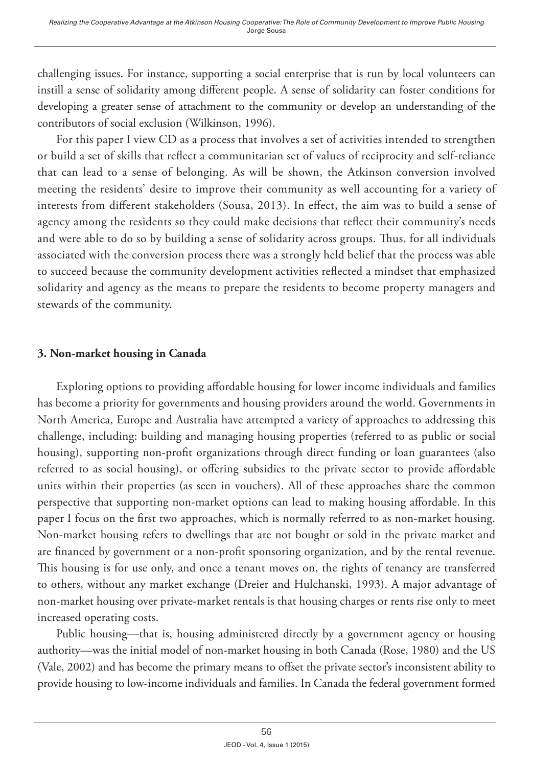challenging issues. For instance, supporting a social enterprise that is run by local volunteers can instill a sense of solidarity among different people. A sense of solidarity can foster conditions for developing a greater sense of attachment to the community or develop an understanding of the contributors of social exclusion (Wilkinson, 1996).

For this paper I view CD as a process that involves a set of activities intended to strengthen or build a set of skills that reflect a communitarian set of values of reciprocity and self-reliance that can lead to a sense of belonging. As will be shown, the Atkinson conversion involved meeting the residents' desire to improve their community as well accounting for a variety of interests from different stakeholders (Sousa, 2013). In effect, the aim was to build a sense of agency among the residents so they could make decisions that reflect their community's needs and were able to do so by building a sense of solidarity across groups. Thus, for all individuals associated with the conversion process there was a strongly held belief that the process was able to succeed because the community development activities reflected a mindset that emphasized solidarity and agency as the means to prepare the residents to become property managers and stewards of the community.

## 3. Non-market housing in Canada

Exploring options to providing affordable housing for lower income individuals and families has become a priority for governments and housing providers around the world. Governments in North America, Europe and Australia have attempted a variety of approaches to addressing this challenge, including: building and managing housing properties (referred to as public or social housing), supporting non-profit organizations through direct funding or loan guarantees (also referred to as social housing), or offering subsidies to the private sector to provide affordable units within their properties (as seen in vouchers). All of these approaches share the common perspective that supporting non-market options can lead to making housing affordable. In this paper I focus on the first two approaches, which is normally referred to as non-market housing. Non-market housing refers to dwellings that are not bought or sold in the private market and are financed by government or a non-profit sponsoring organization, and by the rental revenue. This housing is for use only, and once a tenant moves on, the rights of tenancy are transferred to others, without any market exchange (Dreier and Hulchanski, 1993). A major advantage of non-market housing over private-market rentals is that housing charges or rents rise only to meet increased operating costs.

Public housing—that is, housing administered directly by a government agency or housing authority—was the initial model of non-market housing in both Canada (Rose, 1980) and the US (Vale, 2002) and has become the primary means to offset the private sector's inconsistent ability to provide housing to low-income individuals and families. In Canada the federal government formed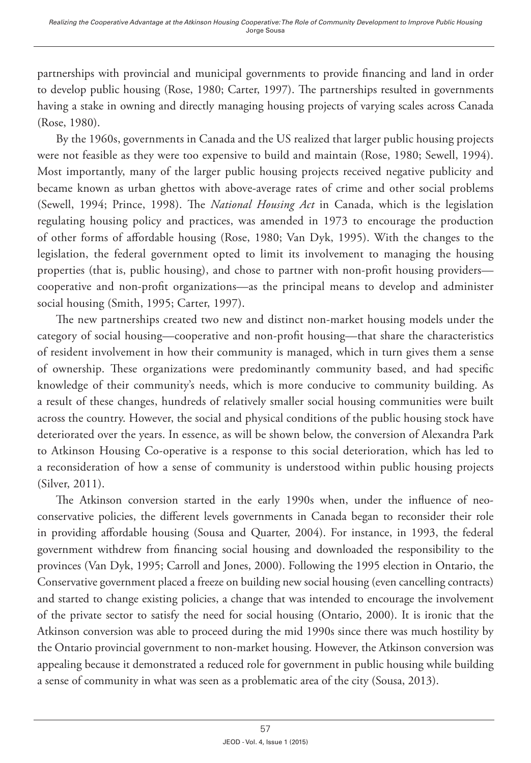partnerships with provincial and municipal governments to provide financing and land in order to develop public housing (Rose, 1980; Carter, 1997). The partnerships resulted in governments having a stake in owning and directly managing housing projects of varying scales across Canada (Rose, 1980).

By the 1960s, governments in Canada and the US realized that larger public housing projects were not feasible as they were too expensive to build and maintain (Rose, 1980; Sewell, 1994). Most importantly, many of the larger public housing projects received negative publicity and became known as urban ghettos with above-average rates of crime and other social problems (Sewell, 1994; Prince, 1998). The *National Housing Act* in Canada, which is the legislation regulating housing policy and practices, was amended in 1973 to encourage the production of other forms of affordable housing (Rose, 1980; Van Dyk, 1995). With the changes to the legislation, the federal government opted to limit its involvement to managing the housing properties (that is, public housing), and chose to partner with non-profit housing providers—cooperative and non-profit organizations—as the principal means to develop and administer social housing (Smith, 1995; Carter, 1997).

The new partnerships created two new and distinct non-market housing models under the category of social housing—cooperative and non-profit housing—that share the characteristics of resident involvement in how their community is managed, which in turn gives them a sense of ownership. These organizations were predominantly community based, and had specific knowledge of their community's needs, which is more conducive to community building. As a result of these changes, hundreds of relatively smaller social housing communities were built across the country. However, the social and physical conditions of the public housing stock have deteriorated over the years. In essence, as will be shown below, the conversion of Alexandra Park to Atkinson Housing Co-operative is a response to this social deterioration, which has led to a reconsideration of how a sense of community is understood within public housing projects (Silver, 2011).

The Atkinson conversion started in the early 1990s when, under the influence of neo-conservative policies, the different levels governments in Canada began to reconsider their role in providing affordable housing (Sousa and Quarter, 2004). For instance, in 1993, the federal government withdrew from financing social housing and downloaded the responsibility to the provinces (Van Dyk, 1995; Carroll and Jones, 2000). Following the 1995 election in Ontario, the Conservative government placed a freeze on building new social housing (even cancelling contracts) and started to change existing policies, a change that was intended to encourage the involvement of the private sector to satisfy the need for social housing (Ontario, 2000). It is ironic that the Atkinson conversion was able to proceed during the mid 1990s since there was much hostility by the Ontario provincial government to non-market housing. However, the Atkinson conversion was appealing because it demonstrated a reduced role for government in public housing while building a sense of community in what was seen as a problematic area of the city (Sousa, 2013).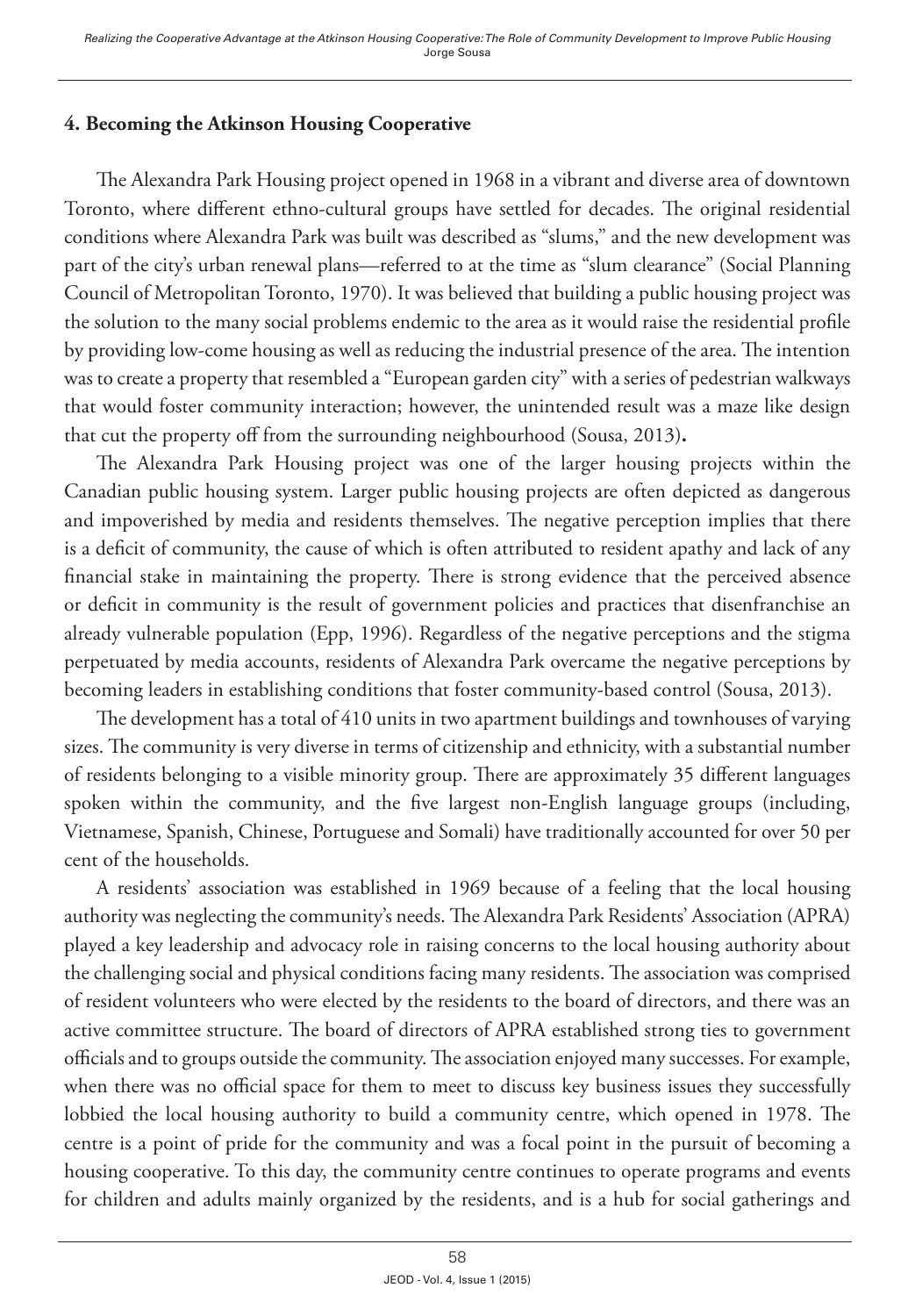## 4. Becoming the Atkinson Housing Cooperative

The Alexandra Park Housing project opened in 1968 in a vibrant and diverse area of downtown Toronto, where different ethno-cultural groups have settled for decades. The original residential conditions where Alexandra Park was built was described as "slums," and the new development was part of the city's urban renewal plans—referred to at the time as "slum clearance" (Social Planning Council of Metropolitan Toronto, 1970). It was believed that building a public housing project was the solution to the many social problems endemic to the area as it would raise the residential profile by providing low-come housing as well as reducing the industrial presence of the area. The intention was to create a property that resembled a "European garden city" with a series of pedestrian walkways that would foster community interaction; however, the unintended result was a maze like design that cut the property off from the surrounding neighbourhood (Sousa, 2013)**.**

The Alexandra Park Housing project was one of the larger housing projects within the Canadian public housing system. Larger public housing projects are often depicted as dangerous and impoverished by media and residents themselves. The negative perception implies that there is a deficit of community, the cause of which is often attributed to resident apathy and lack of any financial stake in maintaining the property. There is strong evidence that the perceived absence or deficit in community is the result of government policies and practices that disenfranchise an already vulnerable population (Epp, 1996). Regardless of the negative perceptions and the stigma perpetuated by media accounts, residents of Alexandra Park overcame the negative perceptions by becoming leaders in establishing conditions that foster community-based control (Sousa, 2013).

The development has a total of 410 units in two apartment buildings and townhouses of varying sizes. The community is very diverse in terms of citizenship and ethnicity, with a substantial number of residents belonging to a visible minority group. There are approximately 35 different languages spoken within the community, and the five largest non-English language groups (including, Vietnamese, Spanish, Chinese, Portuguese and Somali) have traditionally accounted for over 50 per cent of the households.

A residents' association was established in 1969 because of a feeling that the local housing authority was neglecting the community's needs. The Alexandra Park Residents' Association (APRA) played a key leadership and advocacy role in raising concerns to the local housing authority about the challenging social and physical conditions facing many residents. The association was comprised of resident volunteers who were elected by the residents to the board of directors, and there was an active committee structure. The board of directors of APRA established strong ties to government officials and to groups outside the community. The association enjoyed many successes. For example, when there was no official space for them to meet to discuss key business issues they successfully lobbied the local housing authority to build a community centre, which opened in 1978. The centre is a point of pride for the community and was a focal point in the pursuit of becoming a housing cooperative. To this day, the community centre continues to operate programs and events for children and adults mainly organized by the residents, and is a hub for social gatherings and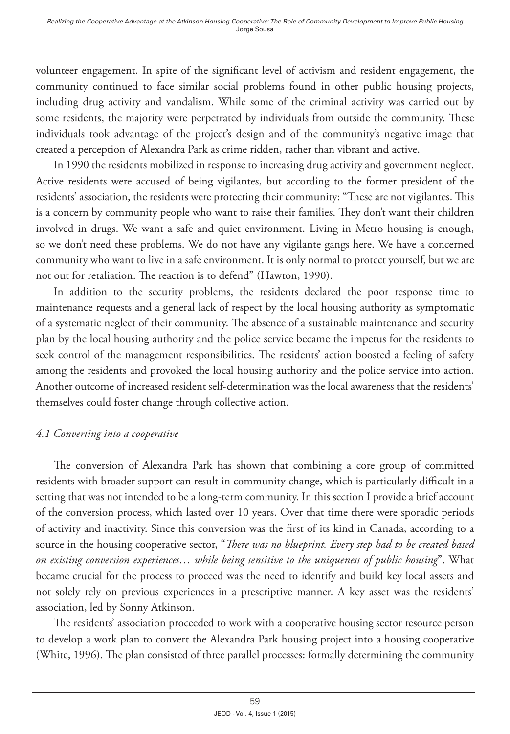volunteer engagement. In spite of the significant level of activism and resident engagement, the community continued to face similar social problems found in other public housing projects, including drug activity and vandalism. While some of the criminal activity was carried out by some residents, the majority were perpetrated by individuals from outside the community. These individuals took advantage of the project's design and of the community's negative image that created a perception of Alexandra Park as crime ridden, rather than vibrant and active.

In 1990 the residents mobilized in response to increasing drug activity and government neglect. Active residents were accused of being vigilantes, but according to the former president of the residents' association, the residents were protecting their community: "These are not vigilantes. This is a concern by community people who want to raise their families. They don't want their children involved in drugs. We want a safe and quiet environment. Living in Metro housing is enough, so we don't need these problems. We do not have any vigilante gangs here. We have a concerned community who want to live in a safe environment. It is only normal to protect yourself, but we are not out for retaliation. The reaction is to defend" (Hawton, 1990).

In addition to the security problems, the residents declared the poor response time to maintenance requests and a general lack of respect by the local housing authority as symptomatic of a systematic neglect of their community. The absence of a sustainable maintenance and security plan by the local housing authority and the police service became the impetus for the residents to seek control of the management responsibilities. The residents' action boosted a feeling of safety among the residents and provoked the local housing authority and the police service into action. Another outcome of increased resident self-determination was the local awareness that the residents' themselves could foster change through collective action.

### *4.1 Converting into a cooperative*

The conversion of Alexandra Park has shown that combining a core group of committed residents with broader support can result in community change, which is particularly difficult in a setting that was not intended to be a long-term community. In this section I provide a brief account of the conversion process, which lasted over 10 years. Over that time there were sporadic periods of activity and inactivity. Since this conversion was the first of its kind in Canada, according to a source in the housing cooperative sector, "*There was no blueprint. Every step had to be created based on existing conversion experiences… while being sensitive to the uniqueness of public housing*". What became crucial for the process to proceed was the need to identify and build key local assets and not solely rely on previous experiences in a prescriptive manner. A key asset was the residents' association, led by Sonny Atkinson.

The residents' association proceeded to work with a cooperative housing sector resource person to develop a work plan to convert the Alexandra Park housing project into a housing cooperative (White, 1996). The plan consisted of three parallel processes: formally determining the community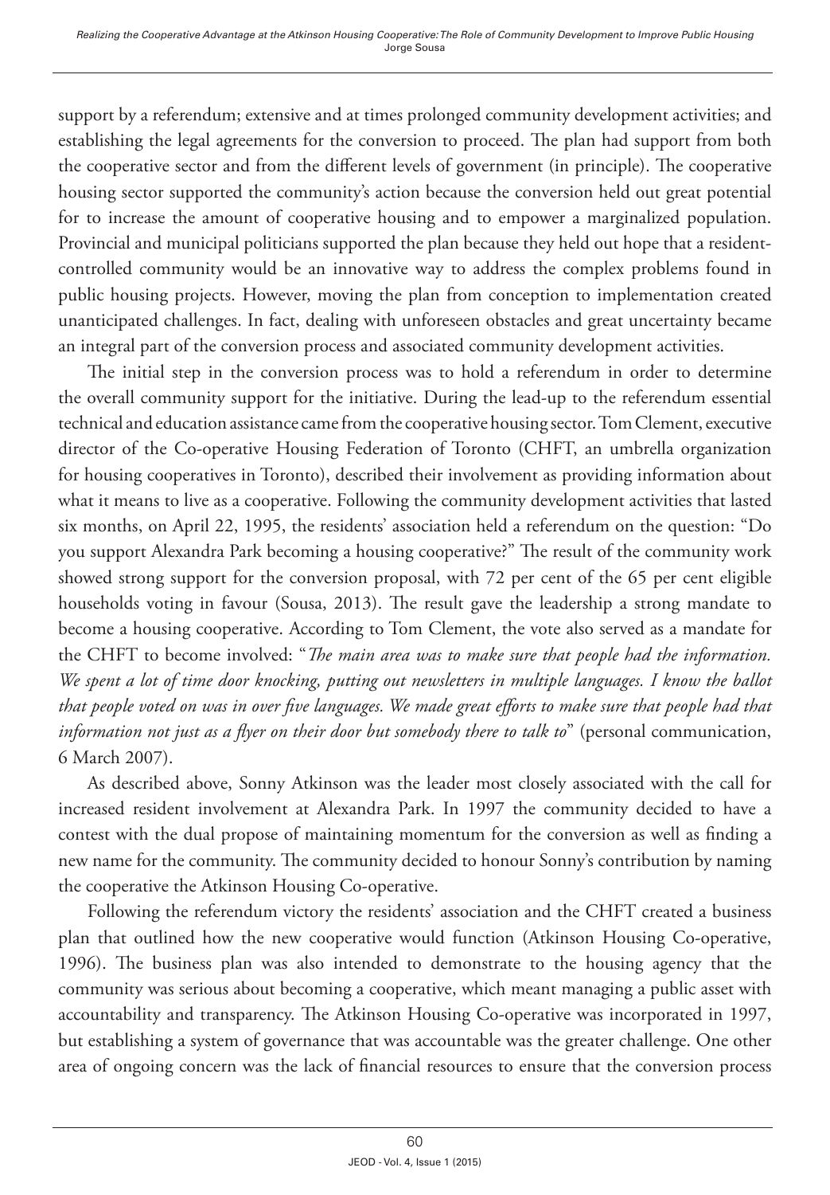support by a referendum; extensive and at times prolonged community development activities; and establishing the legal agreements for the conversion to proceed. The plan had support from both the cooperative sector and from the different levels of government (in principle). The cooperative housing sector supported the community's action because the conversion held out great potential for to increase the amount of cooperative housing and to empower a marginalized population. Provincial and municipal politicians supported the plan because they held out hope that a resident-controlled community would be an innovative way to address the complex problems found in public housing projects. However, moving the plan from conception to implementation created unanticipated challenges. In fact, dealing with unforeseen obstacles and great uncertainty became an integral part of the conversion process and associated community development activities.

The initial step in the conversion process was to hold a referendum in order to determine the overall community support for the initiative. During the lead-up to the referendum essential technical and education assistance came from the cooperative housing sector. Tom Clement, executive director of the Co-operative Housing Federation of Toronto (CHFT, an umbrella organization for housing cooperatives in Toronto), described their involvement as providing information about what it means to live as a cooperative. Following the community development activities that lasted six months, on April 22, 1995, the residents' association held a referendum on the question: "Do you support Alexandra Park becoming a housing cooperative?" The result of the community work showed strong support for the conversion proposal, with 72 per cent of the 65 per cent eligible households voting in favour (Sousa, 2013). The result gave the leadership a strong mandate to become a housing cooperative. According to Tom Clement, the vote also served as a mandate for the CHFT to become involved: "*The main area was to make sure that people had the information. We spent a lot of time door knocking, putting out newsletters in multiple languages. I know the ballot that people voted on was in over five languages. We made great efforts to make sure that people had that information not just as a flyer on their door but somebody there to talk to*" (personal communication, 6 March 2007).

As described above, Sonny Atkinson was the leader most closely associated with the call for increased resident involvement at Alexandra Park. In 1997 the community decided to have a contest with the dual propose of maintaining momentum for the conversion as well as finding a new name for the community. The community decided to honour Sonny's contribution by naming the cooperative the Atkinson Housing Co-operative.

Following the referendum victory the residents' association and the CHFT created a business plan that outlined how the new cooperative would function (Atkinson Housing Co-operative, 1996). The business plan was also intended to demonstrate to the housing agency that the community was serious about becoming a cooperative, which meant managing a public asset with accountability and transparency. The Atkinson Housing Co-operative was incorporated in 1997, but establishing a system of governance that was accountable was the greater challenge. One other area of ongoing concern was the lack of financial resources to ensure that the conversion process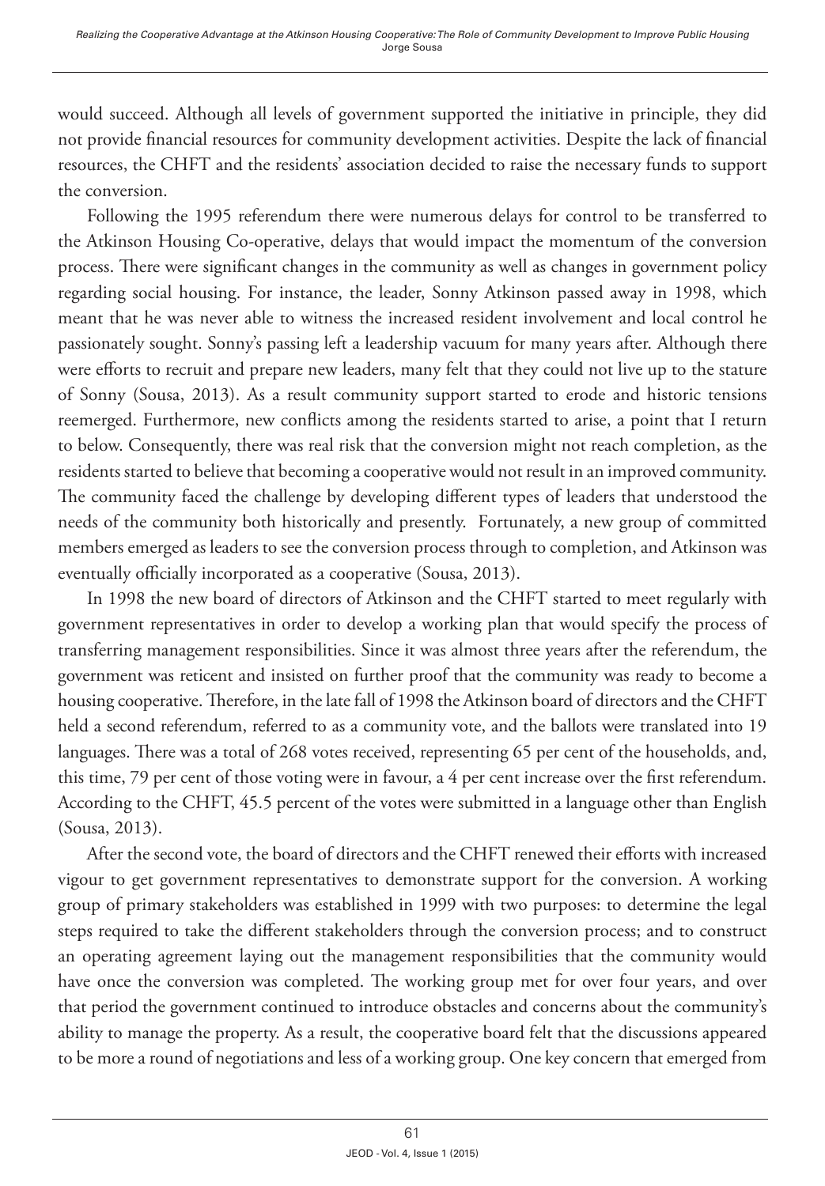would succeed. Although all levels of government supported the initiative in principle, they did not provide financial resources for community development activities. Despite the lack of financial resources, the CHFT and the residents' association decided to raise the necessary funds to support the conversion.

Following the 1995 referendum there were numerous delays for control to be transferred to the Atkinson Housing Co-operative, delays that would impact the momentum of the conversion process. There were significant changes in the community as well as changes in government policy regarding social housing. For instance, the leader, Sonny Atkinson passed away in 1998, which meant that he was never able to witness the increased resident involvement and local control he passionately sought. Sonny's passing left a leadership vacuum for many years after. Although there were efforts to recruit and prepare new leaders, many felt that they could not live up to the stature of Sonny (Sousa, 2013). As a result community support started to erode and historic tensions reemerged. Furthermore, new conflicts among the residents started to arise, a point that I return to below. Consequently, there was real risk that the conversion might not reach completion, as the residents started to believe that becoming a cooperative would not result in an improved community. The community faced the challenge by developing different types of leaders that understood the needs of the community both historically and presently. Fortunately, a new group of committed members emerged as leaders to see the conversion process through to completion, and Atkinson was eventually officially incorporated as a cooperative (Sousa, 2013).

In 1998 the new board of directors of Atkinson and the CHFT started to meet regularly with government representatives in order to develop a working plan that would specify the process of transferring management responsibilities. Since it was almost three years after the referendum, the government was reticent and insisted on further proof that the community was ready to become a housing cooperative. Therefore, in the late fall of 1998 the Atkinson board of directors and the CHFT held a second referendum, referred to as a community vote, and the ballots were translated into 19 languages. There was a total of 268 votes received, representing 65 per cent of the households, and, this time, 79 per cent of those voting were in favour, a 4 per cent increase over the first referendum. According to the CHFT, 45.5 percent of the votes were submitted in a language other than English (Sousa, 2013).

After the second vote, the board of directors and the CHFT renewed their efforts with increased vigour to get government representatives to demonstrate support for the conversion. A working group of primary stakeholders was established in 1999 with two purposes: to determine the legal steps required to take the different stakeholders through the conversion process; and to construct an operating agreement laying out the management responsibilities that the community would have once the conversion was completed. The working group met for over four years, and over that period the government continued to introduce obstacles and concerns about the community's ability to manage the property. As a result, the cooperative board felt that the discussions appeared to be more a round of negotiations and less of a working group. One key concern that emerged from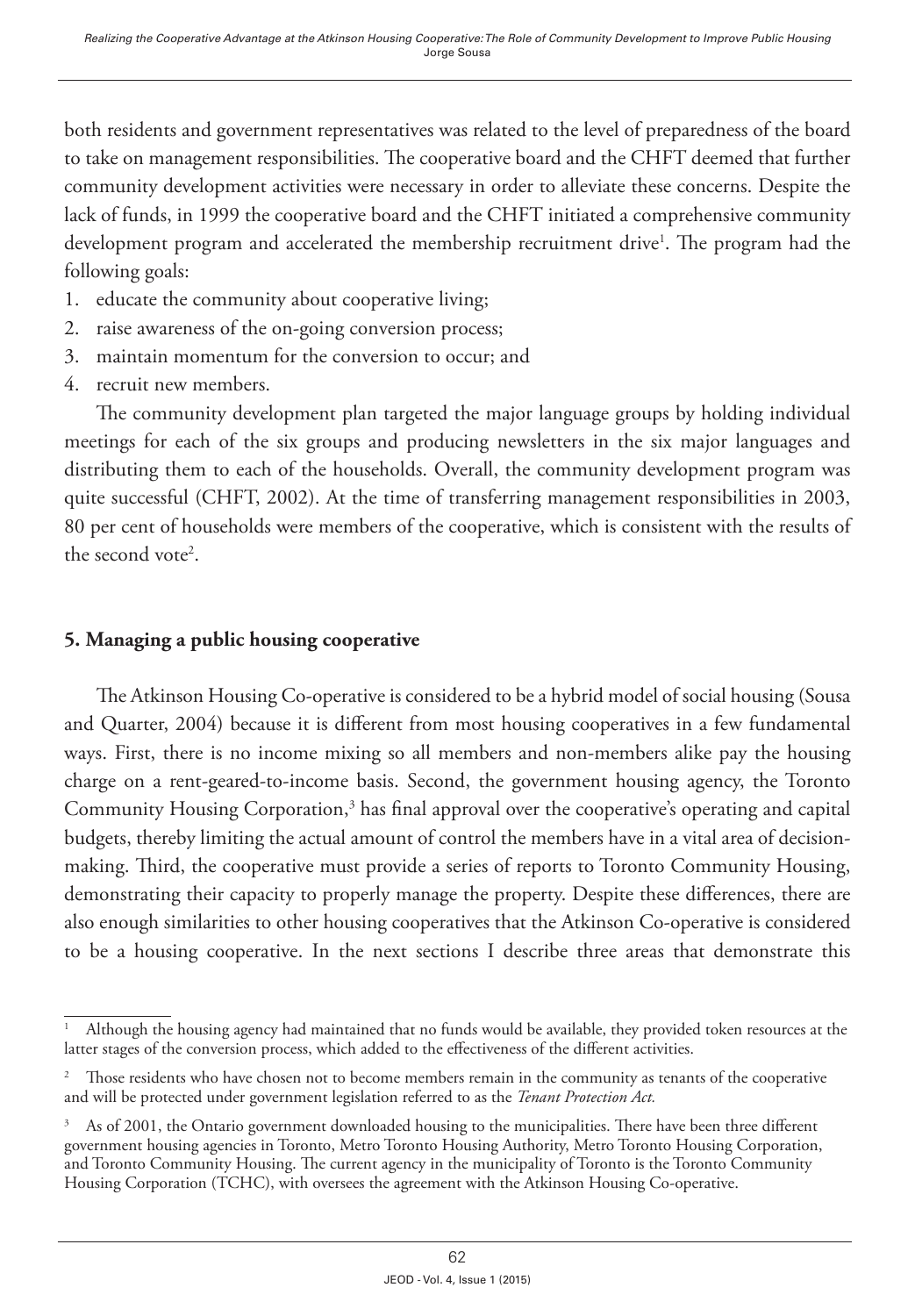both residents and government representatives was related to the level of preparedness of the board to take on management responsibilities. The cooperative board and the CHFT deemed that further community development activities were necessary in order to alleviate these concerns. Despite the lack of funds, in 1999 the cooperative board and the CHFT initiated a comprehensive community development program and accelerated the membership recruitment drive[1]. The program had the following goals:

1. educate the community about cooperative living;
2. raise awareness of the on-going conversion process;
3. maintain momentum for the conversion to occur; and
4. recruit new members.

The community development plan targeted the major language groups by holding individual meetings for each of the six groups and producing newsletters in the six major languages and distributing them to each of the households. Overall, the community development program was quite successful (CHFT, 2002). At the time of transferring management responsibilities in 2003, 80 per cent of households were members of the cooperative, which is consistent with the results of the second vote[2].

## 5. Managing a public housing cooperative

The Atkinson Housing Co-operative is considered to be a hybrid model of social housing (Sousa and Quarter, 2004) because it is different from most housing cooperatives in a few fundamental ways. First, there is no income mixing so all members and non-members alike pay the housing charge on a rent-geared-to-income basis. Second, the government housing agency, the Toronto Community Housing Corporation,[3] has final approval over the cooperative's operating and capital budgets, thereby limiting the actual amount of control the members have in a vital area of decision-making. Third, the cooperative must provide a series of reports to Toronto Community Housing, demonstrating their capacity to properly manage the property. Despite these differences, there are also enough similarities to other housing cooperatives that the Atkinson Co-operative is considered to be a housing cooperative. In the next sections I describe three areas that demonstrate this

---

[1] Although the housing agency had maintained that no funds would be available, they provided token resources at the latter stages of the conversion process, which added to the effectiveness of the different activities.

[2] Those residents who have chosen not to become members remain in the community as tenants of the cooperative and will be protected under government legislation referred to as the *Tenant Protection Act.*

[3] As of 2001, the Ontario government downloaded housing to the municipalities. There have been three different government housing agencies in Toronto, Metro Toronto Housing Authority, Metro Toronto Housing Corporation, and Toronto Community Housing. The current agency in the municipality of Toronto is the Toronto Community Housing Corporation (TCHC), with oversees the agreement with the Atkinson Housing Co-operative.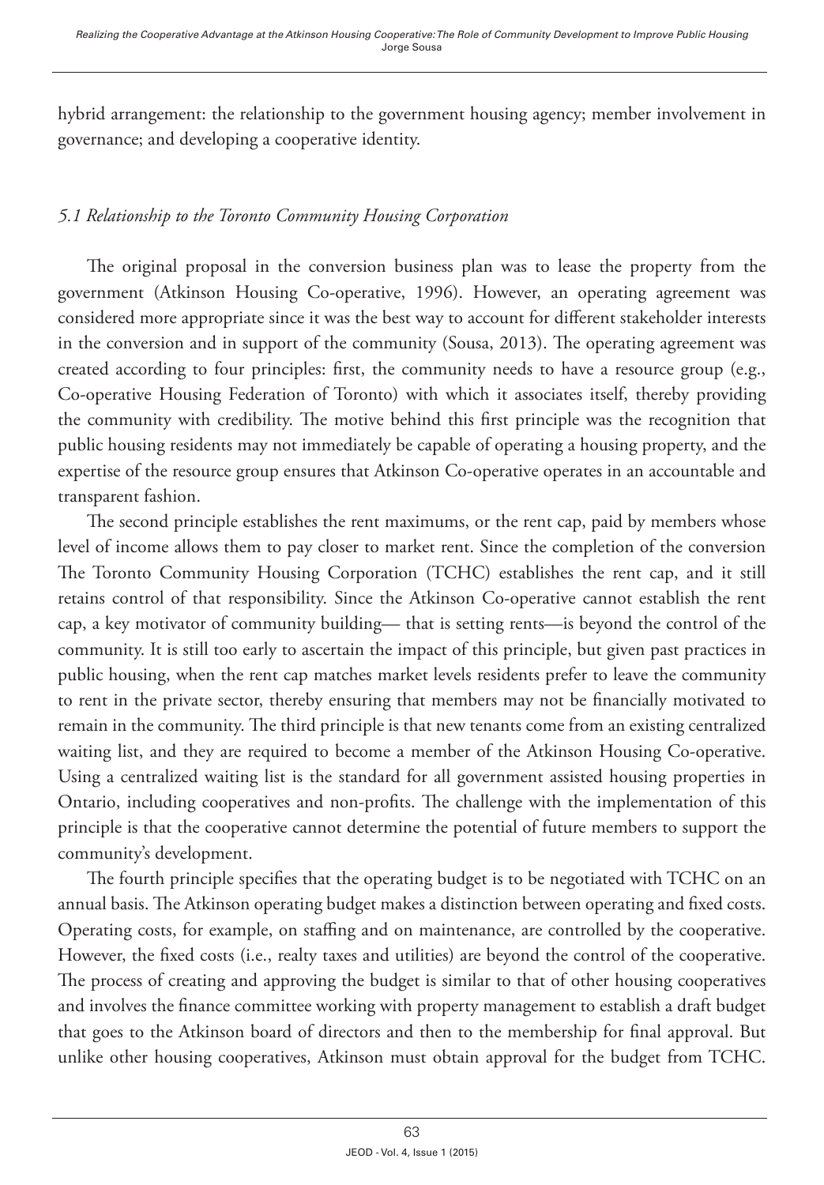hybrid arrangement: the relationship to the government housing agency; member involvement in governance; and developing a cooperative identity.

### *5.1 Relationship to the Toronto Community Housing Corporation*

The original proposal in the conversion business plan was to lease the property from the government (Atkinson Housing Co-operative, 1996). However, an operating agreement was considered more appropriate since it was the best way to account for different stakeholder interests in the conversion and in support of the community (Sousa, 2013). The operating agreement was created according to four principles: first, the community needs to have a resource group (e.g., Co-operative Housing Federation of Toronto) with which it associates itself, thereby providing the community with credibility. The motive behind this first principle was the recognition that public housing residents may not immediately be capable of operating a housing property, and the expertise of the resource group ensures that Atkinson Co-operative operates in an accountable and transparent fashion.

The second principle establishes the rent maximums, or the rent cap, paid by members whose level of income allows them to pay closer to market rent. Since the completion of the conversion The Toronto Community Housing Corporation (TCHC) establishes the rent cap, and it still retains control of that responsibility. Since the Atkinson Co-operative cannot establish the rent cap, a key motivator of community building— that is setting rents—is beyond the control of the community. It is still too early to ascertain the impact of this principle, but given past practices in public housing, when the rent cap matches market levels residents prefer to leave the community to rent in the private sector, thereby ensuring that members may not be financially motivated to remain in the community. The third principle is that new tenants come from an existing centralized waiting list, and they are required to become a member of the Atkinson Housing Co-operative. Using a centralized waiting list is the standard for all government assisted housing properties in Ontario, including cooperatives and non-profits. The challenge with the implementation of this principle is that the cooperative cannot determine the potential of future members to support the community's development.

The fourth principle specifies that the operating budget is to be negotiated with TCHC on an annual basis. The Atkinson operating budget makes a distinction between operating and fixed costs. Operating costs, for example, on staffing and on maintenance, are controlled by the cooperative. However, the fixed costs (i.e., realty taxes and utilities) are beyond the control of the cooperative. The process of creating and approving the budget is similar to that of other housing cooperatives and involves the finance committee working with property management to establish a draft budget that goes to the Atkinson board of directors and then to the membership for final approval. But unlike other housing cooperatives, Atkinson must obtain approval for the budget from TCHC.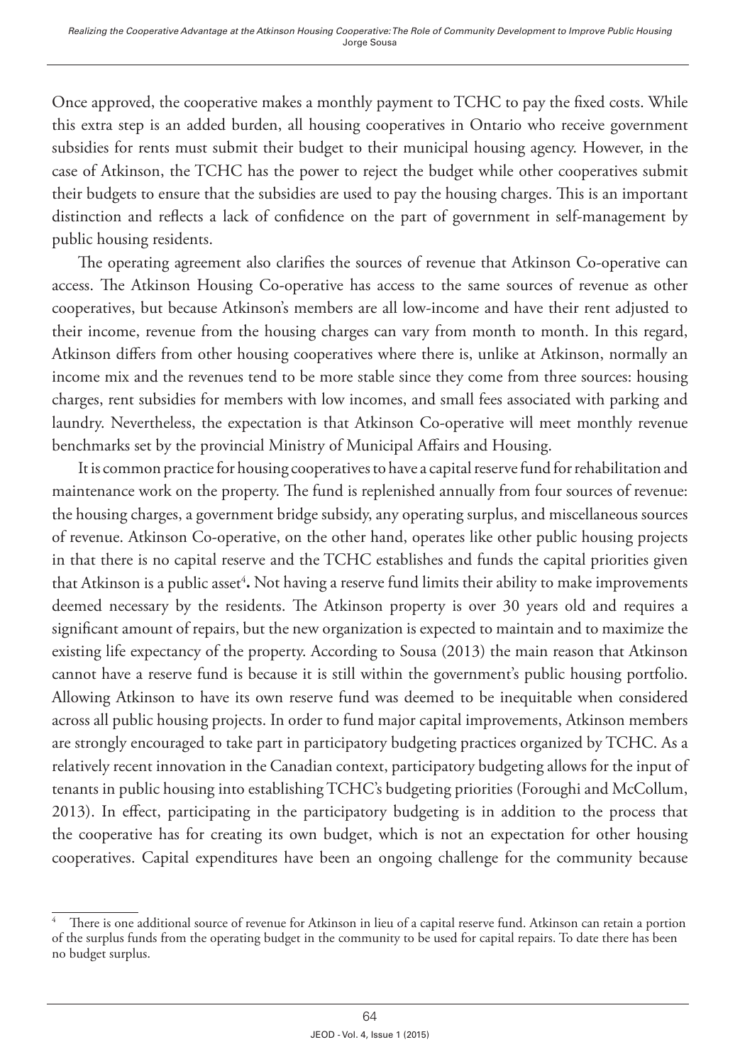Once approved, the cooperative makes a monthly payment to TCHC to pay the fixed costs. While this extra step is an added burden, all housing cooperatives in Ontario who receive government subsidies for rents must submit their budget to their municipal housing agency. However, in the case of Atkinson, the TCHC has the power to reject the budget while other cooperatives submit their budgets to ensure that the subsidies are used to pay the housing charges. This is an important distinction and reflects a lack of confidence on the part of government in self-management by public housing residents.

The operating agreement also clarifies the sources of revenue that Atkinson Co-operative can access. The Atkinson Housing Co-operative has access to the same sources of revenue as other cooperatives, but because Atkinson's members are all low-income and have their rent adjusted to their income, revenue from the housing charges can vary from month to month. In this regard, Atkinson differs from other housing cooperatives where there is, unlike at Atkinson, normally an income mix and the revenues tend to be more stable since they come from three sources: housing charges, rent subsidies for members with low incomes, and small fees associated with parking and laundry. Nevertheless, the expectation is that Atkinson Co-operative will meet monthly revenue benchmarks set by the provincial Ministry of Municipal Affairs and Housing.

It is common practice for housing cooperatives to have a capital reserve fund for rehabilitation and maintenance work on the property. The fund is replenished annually from four sources of revenue: the housing charges, a government bridge subsidy, any operating surplus, and miscellaneous sources of revenue. Atkinson Co-operative, on the other hand, operates like other public housing projects in that there is no capital reserve and the TCHC establishes and funds the capital priorities given that Atkinson is a public asset[4]**.** Not having a reserve fund limits their ability to make improvements deemed necessary by the residents. The Atkinson property is over 30 years old and requires a significant amount of repairs, but the new organization is expected to maintain and to maximize the existing life expectancy of the property. According to Sousa (2013) the main reason that Atkinson cannot have a reserve fund is because it is still within the government's public housing portfolio. Allowing Atkinson to have its own reserve fund was deemed to be inequitable when considered across all public housing projects. In order to fund major capital improvements, Atkinson members are strongly encouraged to take part in participatory budgeting practices organized by TCHC. As a relatively recent innovation in the Canadian context, participatory budgeting allows for the input of tenants in public housing into establishing TCHC's budgeting priorities (Foroughi and McCollum, 2013). In effect, participating in the participatory budgeting is in addition to the process that the cooperative has for creating its own budget, which is not an expectation for other housing cooperatives. Capital expenditures have been an ongoing challenge for the community because

---

[4] There is one additional source of revenue for Atkinson in lieu of a capital reserve fund. Atkinson can retain a portion of the surplus funds from the operating budget in the community to be used for capital repairs. To date there has been no budget surplus.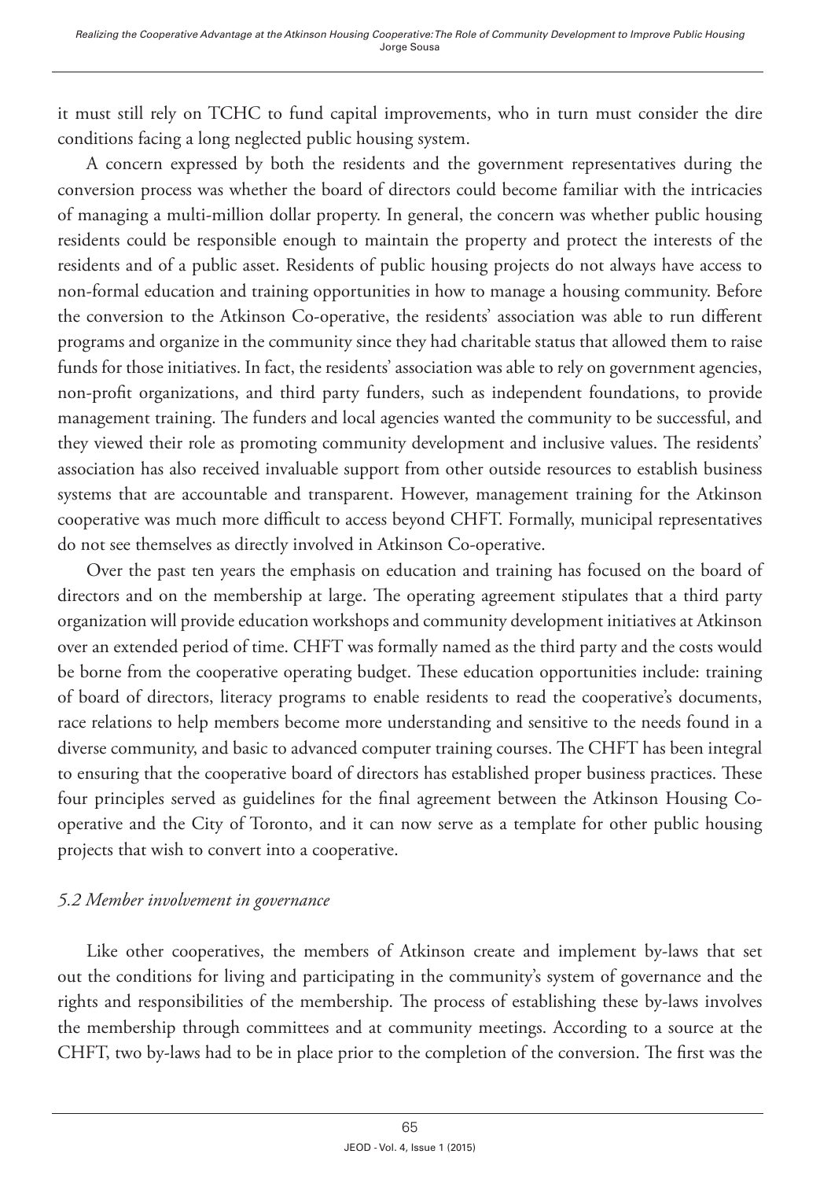it must still rely on TCHC to fund capital improvements, who in turn must consider the dire conditions facing a long neglected public housing system.

A concern expressed by both the residents and the government representatives during the conversion process was whether the board of directors could become familiar with the intricacies of managing a multi-million dollar property. In general, the concern was whether public housing residents could be responsible enough to maintain the property and protect the interests of the residents and of a public asset. Residents of public housing projects do not always have access to non-formal education and training opportunities in how to manage a housing community. Before the conversion to the Atkinson Co-operative, the residents' association was able to run different programs and organize in the community since they had charitable status that allowed them to raise funds for those initiatives. In fact, the residents' association was able to rely on government agencies, non-profit organizations, and third party funders, such as independent foundations, to provide management training. The funders and local agencies wanted the community to be successful, and they viewed their role as promoting community development and inclusive values. The residents' association has also received invaluable support from other outside resources to establish business systems that are accountable and transparent. However, management training for the Atkinson cooperative was much more difficult to access beyond CHFT. Formally, municipal representatives do not see themselves as directly involved in Atkinson Co-operative.

Over the past ten years the emphasis on education and training has focused on the board of directors and on the membership at large. The operating agreement stipulates that a third party organization will provide education workshops and community development initiatives at Atkinson over an extended period of time. CHFT was formally named as the third party and the costs would be borne from the cooperative operating budget. These education opportunities include: training of board of directors, literacy programs to enable residents to read the cooperative's documents, race relations to help members become more understanding and sensitive to the needs found in a diverse community, and basic to advanced computer training courses. The CHFT has been integral to ensuring that the cooperative board of directors has established proper business practices. These four principles served as guidelines for the final agreement between the Atkinson Housing Co-operative and the City of Toronto, and it can now serve as a template for other public housing projects that wish to convert into a cooperative.

### *5.2 Member involvement in governance*

Like other cooperatives, the members of Atkinson create and implement by-laws that set out the conditions for living and participating in the community's system of governance and the rights and responsibilities of the membership. The process of establishing these by-laws involves the membership through committees and at community meetings. According to a source at the CHFT, two by-laws had to be in place prior to the completion of the conversion. The first was the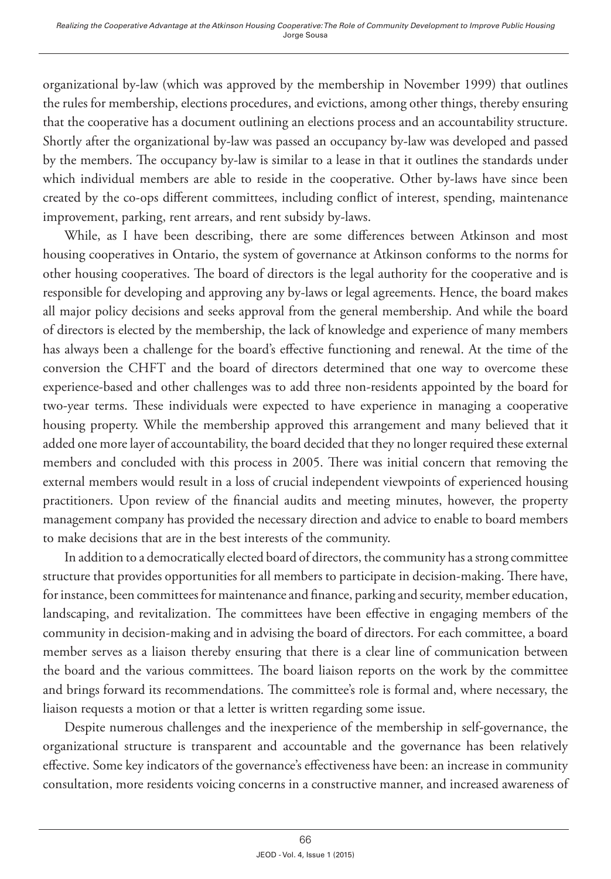organizational by-law (which was approved by the membership in November 1999) that outlines the rules for membership, elections procedures, and evictions, among other things, thereby ensuring that the cooperative has a document outlining an elections process and an accountability structure. Shortly after the organizational by-law was passed an occupancy by-law was developed and passed by the members. The occupancy by-law is similar to a lease in that it outlines the standards under which individual members are able to reside in the cooperative. Other by-laws have since been created by the co-ops different committees, including conflict of interest, spending, maintenance improvement, parking, rent arrears, and rent subsidy by-laws.

While, as I have been describing, there are some differences between Atkinson and most housing cooperatives in Ontario, the system of governance at Atkinson conforms to the norms for other housing cooperatives. The board of directors is the legal authority for the cooperative and is responsible for developing and approving any by-laws or legal agreements. Hence, the board makes all major policy decisions and seeks approval from the general membership. And while the board of directors is elected by the membership, the lack of knowledge and experience of many members has always been a challenge for the board's effective functioning and renewal. At the time of the conversion the CHFT and the board of directors determined that one way to overcome these experience-based and other challenges was to add three non-residents appointed by the board for two-year terms. These individuals were expected to have experience in managing a cooperative housing property. While the membership approved this arrangement and many believed that it added one more layer of accountability, the board decided that they no longer required these external members and concluded with this process in 2005. There was initial concern that removing the external members would result in a loss of crucial independent viewpoints of experienced housing practitioners. Upon review of the financial audits and meeting minutes, however, the property management company has provided the necessary direction and advice to enable to board members to make decisions that are in the best interests of the community.

In addition to a democratically elected board of directors, the community has a strong committee structure that provides opportunities for all members to participate in decision-making. There have, for instance, been committees for maintenance and finance, parking and security, member education, landscaping, and revitalization. The committees have been effective in engaging members of the community in decision-making and in advising the board of directors. For each committee, a board member serves as a liaison thereby ensuring that there is a clear line of communication between the board and the various committees. The board liaison reports on the work by the committee and brings forward its recommendations. The committee's role is formal and, where necessary, the liaison requests a motion or that a letter is written regarding some issue.

Despite numerous challenges and the inexperience of the membership in self-governance, the organizational structure is transparent and accountable and the governance has been relatively effective. Some key indicators of the governance's effectiveness have been: an increase in community consultation, more residents voicing concerns in a constructive manner, and increased awareness of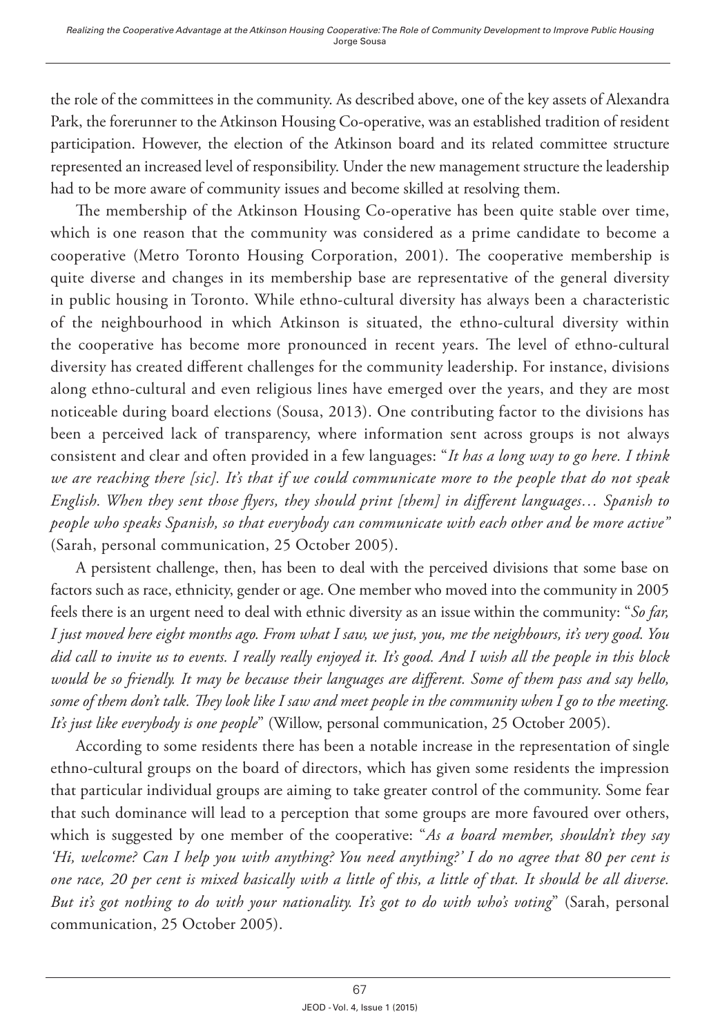the role of the committees in the community. As described above, one of the key assets of Alexandra Park, the forerunner to the Atkinson Housing Co-operative, was an established tradition of resident participation. However, the election of the Atkinson board and its related committee structure represented an increased level of responsibility. Under the new management structure the leadership had to be more aware of community issues and become skilled at resolving them.

The membership of the Atkinson Housing Co-operative has been quite stable over time, which is one reason that the community was considered as a prime candidate to become a cooperative (Metro Toronto Housing Corporation, 2001). The cooperative membership is quite diverse and changes in its membership base are representative of the general diversity in public housing in Toronto. While ethno-cultural diversity has always been a characteristic of the neighbourhood in which Atkinson is situated, the ethno-cultural diversity within the cooperative has become more pronounced in recent years. The level of ethno-cultural diversity has created different challenges for the community leadership. For instance, divisions along ethno-cultural and even religious lines have emerged over the years, and they are most noticeable during board elections (Sousa, 2013). One contributing factor to the divisions has been a perceived lack of transparency, where information sent across groups is not always consistent and clear and often provided in a few languages: "*It has a long way to go here. I think we are reaching there [sic]. It's that if we could communicate more to the people that do not speak English. When they sent those flyers, they should print [them] in different languages… Spanish to people who speaks Spanish, so that everybody can communicate with each other and be more active"* (Sarah, personal communication, 25 October 2005).

A persistent challenge, then, has been to deal with the perceived divisions that some base on factors such as race, ethnicity, gender or age. One member who moved into the community in 2005 feels there is an urgent need to deal with ethnic diversity as an issue within the community: "*So far, I just moved here eight months ago. From what I saw, we just, you, me the neighbours, it's very good. You did call to invite us to events. I really really enjoyed it. It's good. And I wish all the people in this block would be so friendly. It may be because their languages are different. Some of them pass and say hello, some of them don't talk. They look like I saw and meet people in the community when I go to the meeting. It's just like everybody is one people*" (Willow, personal communication, 25 October 2005).

According to some residents there has been a notable increase in the representation of single ethno-cultural groups on the board of directors, which has given some residents the impression that particular individual groups are aiming to take greater control of the community. Some fear that such dominance will lead to a perception that some groups are more favoured over others, which is suggested by one member of the cooperative: "*As a board member, shouldn't they say 'Hi, welcome? Can I help you with anything? You need anything?' I do no agree that 80 per cent is one race, 20 per cent is mixed basically with a little of this, a little of that. It should be all diverse. But it's got nothing to do with your nationality. It's got to do with who's voting*" (Sarah, personal communication, 25 October 2005).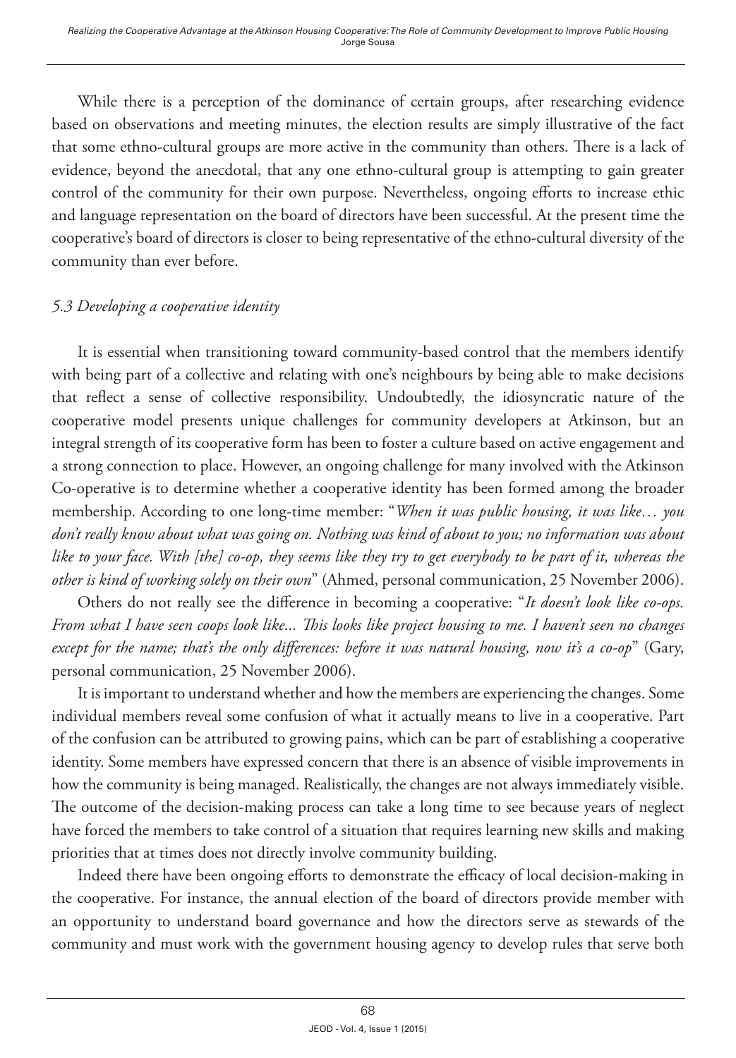While there is a perception of the dominance of certain groups, after researching evidence based on observations and meeting minutes, the election results are simply illustrative of the fact that some ethno-cultural groups are more active in the community than others. There is a lack of evidence, beyond the anecdotal, that any one ethno-cultural group is attempting to gain greater control of the community for their own purpose. Nevertheless, ongoing efforts to increase ethic and language representation on the board of directors have been successful. At the present time the cooperative's board of directors is closer to being representative of the ethno-cultural diversity of the community than ever before.

### *5.3 Developing a cooperative identity*

It is essential when transitioning toward community-based control that the members identify with being part of a collective and relating with one's neighbours by being able to make decisions that reflect a sense of collective responsibility. Undoubtedly, the idiosyncratic nature of the cooperative model presents unique challenges for community developers at Atkinson, but an integral strength of its cooperative form has been to foster a culture based on active engagement and a strong connection to place. However, an ongoing challenge for many involved with the Atkinson Co-operative is to determine whether a cooperative identity has been formed among the broader membership. According to one long-time member: "*When it was public housing, it was like… you don't really know about what was going on. Nothing was kind of about to you; no information was about like to your face. With [the] co-op, they seems like they try to get everybody to be part of it, whereas the other is kind of working solely on their own*" (Ahmed, personal communication, 25 November 2006).

Others do not really see the difference in becoming a cooperative: "*It doesn't look like co-ops. From what I have seen coops look like... This looks like project housing to me. I haven't seen no changes except for the name; that's the only differences: before it was natural housing, now it's a co-op*" (Gary, personal communication, 25 November 2006).

It is important to understand whether and how the members are experiencing the changes. Some individual members reveal some confusion of what it actually means to live in a cooperative. Part of the confusion can be attributed to growing pains, which can be part of establishing a cooperative identity. Some members have expressed concern that there is an absence of visible improvements in how the community is being managed. Realistically, the changes are not always immediately visible. The outcome of the decision-making process can take a long time to see because years of neglect have forced the members to take control of a situation that requires learning new skills and making priorities that at times does not directly involve community building.

Indeed there have been ongoing efforts to demonstrate the efficacy of local decision-making in the cooperative. For instance, the annual election of the board of directors provide member with an opportunity to understand board governance and how the directors serve as stewards of the community and must work with the government housing agency to develop rules that serve both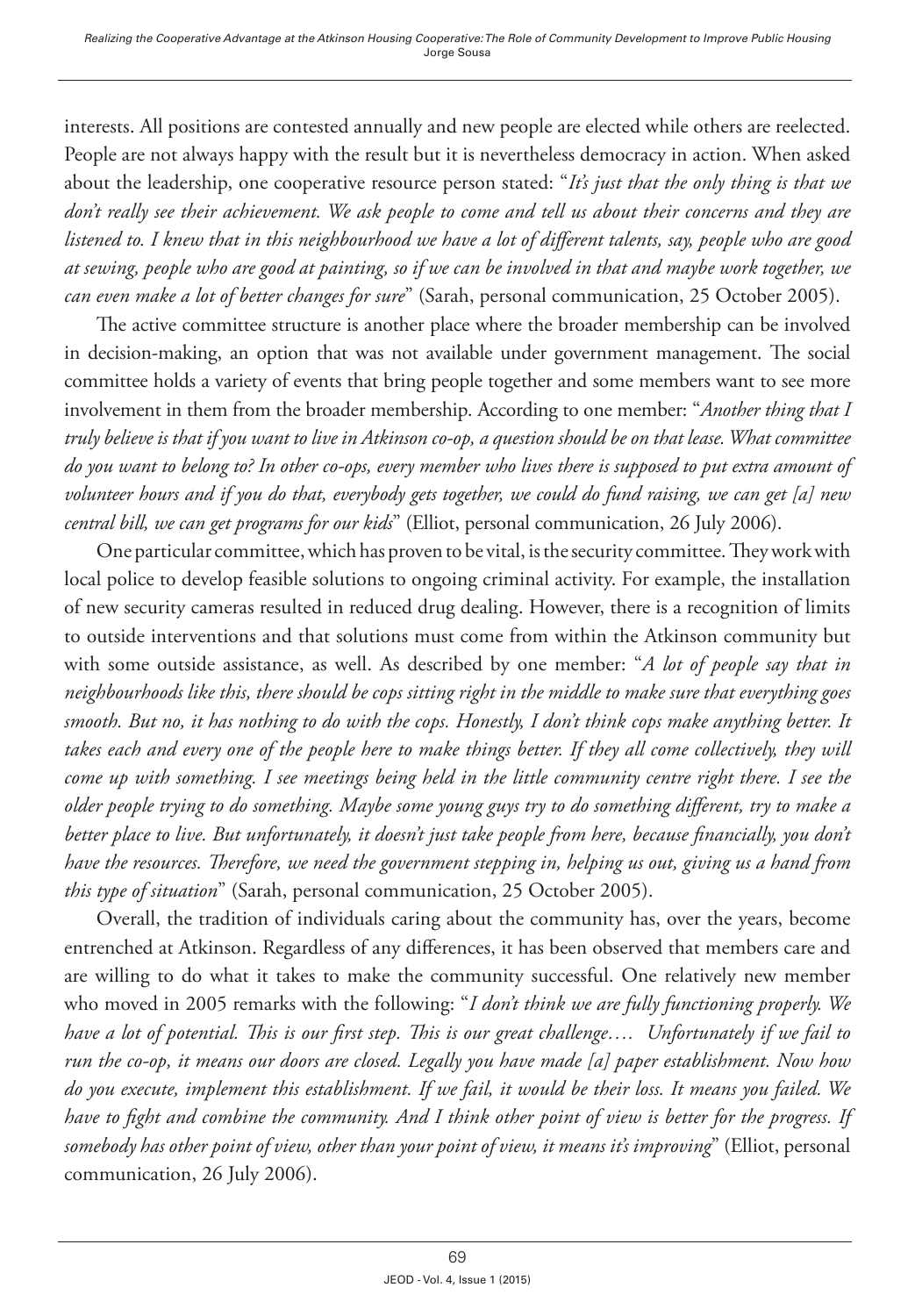interests. All positions are contested annually and new people are elected while others are reelected. People are not always happy with the result but it is nevertheless democracy in action. When asked about the leadership, one cooperative resource person stated: "*It's just that the only thing is that we don't really see their achievement. We ask people to come and tell us about their concerns and they are listened to. I knew that in this neighbourhood we have a lot of different talents, say, people who are good at sewing, people who are good at painting, so if we can be involved in that and maybe work together, we can even make a lot of better changes for sure*" (Sarah, personal communication, 25 October 2005).

The active committee structure is another place where the broader membership can be involved in decision-making, an option that was not available under government management. The social committee holds a variety of events that bring people together and some members want to see more involvement in them from the broader membership. According to one member: "*Another thing that I truly believe is that if you want to live in Atkinson co-op, a question should be on that lease. What committee do you want to belong to? In other co-ops, every member who lives there is supposed to put extra amount of volunteer hours and if you do that, everybody gets together, we could do fund raising, we can get [a] new central bill, we can get programs for our kids*" (Elliot, personal communication, 26 July 2006).

One particular committee, which has proven to be vital, is the security committee. They work with local police to develop feasible solutions to ongoing criminal activity. For example, the installation of new security cameras resulted in reduced drug dealing. However, there is a recognition of limits to outside interventions and that solutions must come from within the Atkinson community but with some outside assistance, as well. As described by one member: "*A lot of people say that in neighbourhoods like this, there should be cops sitting right in the middle to make sure that everything goes smooth. But no, it has nothing to do with the cops. Honestly, I don't think cops make anything better. It takes each and every one of the people here to make things better. If they all come collectively, they will come up with something. I see meetings being held in the little community centre right there. I see the older people trying to do something. Maybe some young guys try to do something different, try to make a better place to live. But unfortunately, it doesn't just take people from here, because financially, you don't have the resources. Therefore, we need the government stepping in, helping us out, giving us a hand from this type of situation*" (Sarah, personal communication, 25 October 2005).

Overall, the tradition of individuals caring about the community has, over the years, become entrenched at Atkinson. Regardless of any differences, it has been observed that members care and are willing to do what it takes to make the community successful. One relatively new member who moved in 2005 remarks with the following: "*I don't think we are fully functioning properly. We have a lot of potential. This is our first step. This is our great challenge…. Unfortunately if we fail to run the co-op, it means our doors are closed. Legally you have made [a] paper establishment. Now how do you execute, implement this establishment. If we fail, it would be their loss. It means you failed. We have to fight and combine the community. And I think other point of view is better for the progress. If somebody has other point of view, other than your point of view, it means it's improving*" (Elliot, personal communication, 26 July 2006).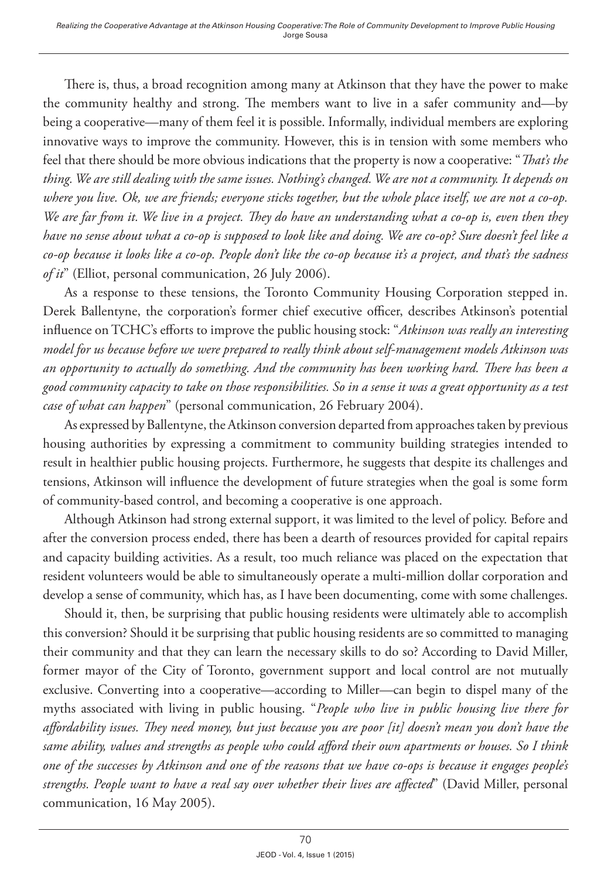There is, thus, a broad recognition among many at Atkinson that they have the power to make the community healthy and strong. The members want to live in a safer community and—by being a cooperative—many of them feel it is possible. Informally, individual members are exploring innovative ways to improve the community. However, this is in tension with some members who feel that there should be more obvious indications that the property is now a cooperative: "*That's the thing. We are still dealing with the same issues. Nothing's changed. We are not a community. It depends on where you live. Ok, we are friends; everyone sticks together, but the whole place itself, we are not a co-op. We are far from it. We live in a project. They do have an understanding what a co-op is, even then they have no sense about what a co-op is supposed to look like and doing. We are co-op? Sure doesn't feel like a co-op because it looks like a co-op. People don't like the co-op because it's a project, and that's the sadness of it*" (Elliot, personal communication, 26 July 2006).

As a response to these tensions, the Toronto Community Housing Corporation stepped in. Derek Ballentyne, the corporation's former chief executive officer, describes Atkinson's potential influence on TCHC's efforts to improve the public housing stock: "*Atkinson was really an interesting model for us because before we were prepared to really think about self-management models Atkinson was an opportunity to actually do something. And the community has been working hard. There has been a good community capacity to take on those responsibilities. So in a sense it was a great opportunity as a test case of what can happen*" (personal communication, 26 February 2004).

As expressed by Ballentyne, the Atkinson conversion departed from approaches taken by previous housing authorities by expressing a commitment to community building strategies intended to result in healthier public housing projects. Furthermore, he suggests that despite its challenges and tensions, Atkinson will influence the development of future strategies when the goal is some form of community-based control, and becoming a cooperative is one approach.

Although Atkinson had strong external support, it was limited to the level of policy. Before and after the conversion process ended, there has been a dearth of resources provided for capital repairs and capacity building activities. As a result, too much reliance was placed on the expectation that resident volunteers would be able to simultaneously operate a multi-million dollar corporation and develop a sense of community, which has, as I have been documenting, come with some challenges.

Should it, then, be surprising that public housing residents were ultimately able to accomplish this conversion? Should it be surprising that public housing residents are so committed to managing their community and that they can learn the necessary skills to do so? According to David Miller, former mayor of the City of Toronto, government support and local control are not mutually exclusive. Converting into a cooperative—according to Miller—can begin to dispel many of the myths associated with living in public housing. "*People who live in public housing live there for affordability issues. They need money, but just because you are poor [it] doesn't mean you don't have the same ability, values and strengths as people who could afford their own apartments or houses. So I think one of the successes by Atkinson and one of the reasons that we have co-ops is because it engages people's strengths. People want to have a real say over whether their lives are affected*" (David Miller, personal communication, 16 May 2005).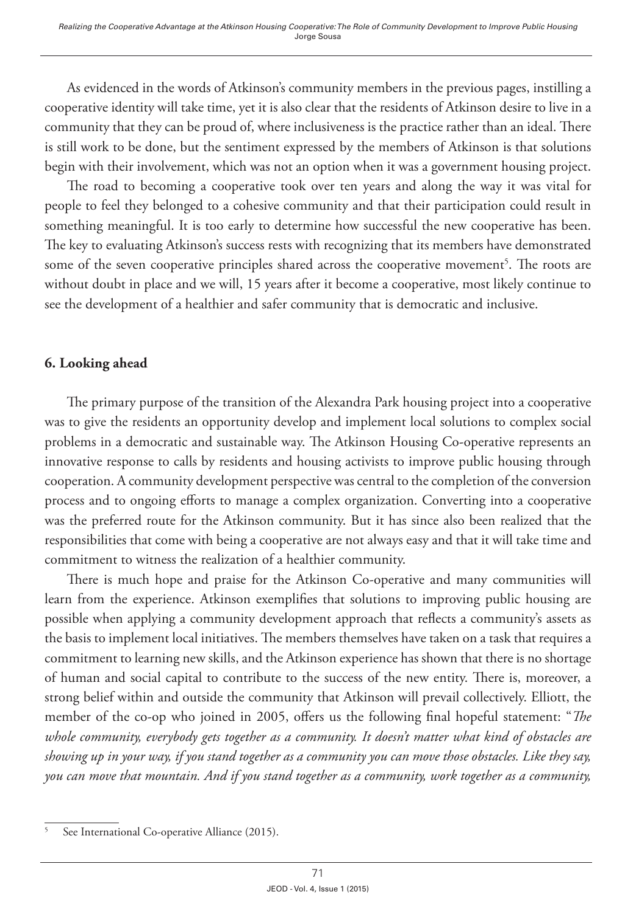As evidenced in the words of Atkinson's community members in the previous pages, instilling a cooperative identity will take time, yet it is also clear that the residents of Atkinson desire to live in a community that they can be proud of, where inclusiveness is the practice rather than an ideal. There is still work to be done, but the sentiment expressed by the members of Atkinson is that solutions begin with their involvement, which was not an option when it was a government housing project.

The road to becoming a cooperative took over ten years and along the way it was vital for people to feel they belonged to a cohesive community and that their participation could result in something meaningful. It is too early to determine how successful the new cooperative has been. The key to evaluating Atkinson's success rests with recognizing that its members have demonstrated some of the seven cooperative principles shared across the cooperative movement[5]. The roots are without doubt in place and we will, 15 years after it become a cooperative, most likely continue to see the development of a healthier and safer community that is democratic and inclusive.

## 6. Looking ahead

The primary purpose of the transition of the Alexandra Park housing project into a cooperative was to give the residents an opportunity develop and implement local solutions to complex social problems in a democratic and sustainable way. The Atkinson Housing Co-operative represents an innovative response to calls by residents and housing activists to improve public housing through cooperation. A community development perspective was central to the completion of the conversion process and to ongoing efforts to manage a complex organization. Converting into a cooperative was the preferred route for the Atkinson community. But it has since also been realized that the responsibilities that come with being a cooperative are not always easy and that it will take time and commitment to witness the realization of a healthier community.

There is much hope and praise for the Atkinson Co-operative and many communities will learn from the experience. Atkinson exemplifies that solutions to improving public housing are possible when applying a community development approach that reflects a community's assets as the basis to implement local initiatives. The members themselves have taken on a task that requires a commitment to learning new skills, and the Atkinson experience has shown that there is no shortage of human and social capital to contribute to the success of the new entity. There is, moreover, a strong belief within and outside the community that Atkinson will prevail collectively. Elliott, the member of the co-op who joined in 2005, offers us the following final hopeful statement: "*The whole community, everybody gets together as a community. It doesn't matter what kind of obstacles are showing up in your way, if you stand together as a community you can move those obstacles. Like they say, you can move that mountain. And if you stand together as a community, work together as a community,*

---

[5] See International Co-operative Alliance (2015).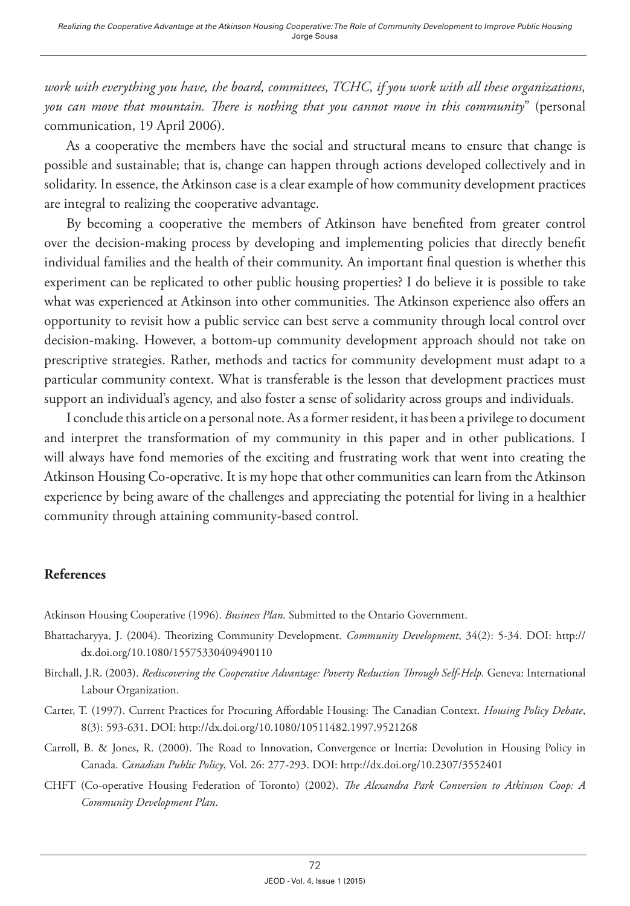*work with everything you have, the board, committees, TCHC, if you work with all these organizations, you can move that mountain. There is nothing that you cannot move in this community*" (personal communication, 19 April 2006).

As a cooperative the members have the social and structural means to ensure that change is possible and sustainable; that is, change can happen through actions developed collectively and in solidarity. In essence, the Atkinson case is a clear example of how community development practices are integral to realizing the cooperative advantage.

By becoming a cooperative the members of Atkinson have benefited from greater control over the decision-making process by developing and implementing policies that directly benefit individual families and the health of their community. An important final question is whether this experiment can be replicated to other public housing properties? I do believe it is possible to take what was experienced at Atkinson into other communities. The Atkinson experience also offers an opportunity to revisit how a public service can best serve a community through local control over decision-making. However, a bottom-up community development approach should not take on prescriptive strategies. Rather, methods and tactics for community development must adapt to a particular community context. What is transferable is the lesson that development practices must support an individual's agency, and also foster a sense of solidarity across groups and individuals.

I conclude this article on a personal note. As a former resident, it has been a privilege to document and interpret the transformation of my community in this paper and in other publications. I will always have fond memories of the exciting and frustrating work that went into creating the Atkinson Housing Co-operative. It is my hope that other communities can learn from the Atkinson experience by being aware of the challenges and appreciating the potential for living in a healthier community through attaining community-based control.

## References

Atkinson Housing Cooperative (1996). *Business Plan*. Submitted to the Ontario Government.

Bhattacharyya, J. (2004). Theorizing Community Development. *Community Development*, 34(2): 5-34. DOI: http://dx.doi.org/10.1080/15575330409490110

Birchall, J.R. (2003). *Rediscovering the Cooperative Advantage: Poverty Reduction Through Self-Help*. Geneva: International Labour Organization.

Carter, T. (1997). Current Practices for Procuring Affordable Housing: The Canadian Context. *Housing Policy Debate*, 8(3): 593-631. DOI: http://dx.doi.org/10.1080/10511482.1997.9521268

Carroll, B. & Jones, R. (2000). The Road to Innovation, Convergence or Inertia: Devolution in Housing Policy in Canada. *Canadian Public Policy*, Vol. 26: 277-293. DOI: http://dx.doi.org/10.2307/3552401

CHFT (Co-operative Housing Federation of Toronto) (2002). *The Alexandra Park Conversion to Atkinson Coop: A Community Development Plan*.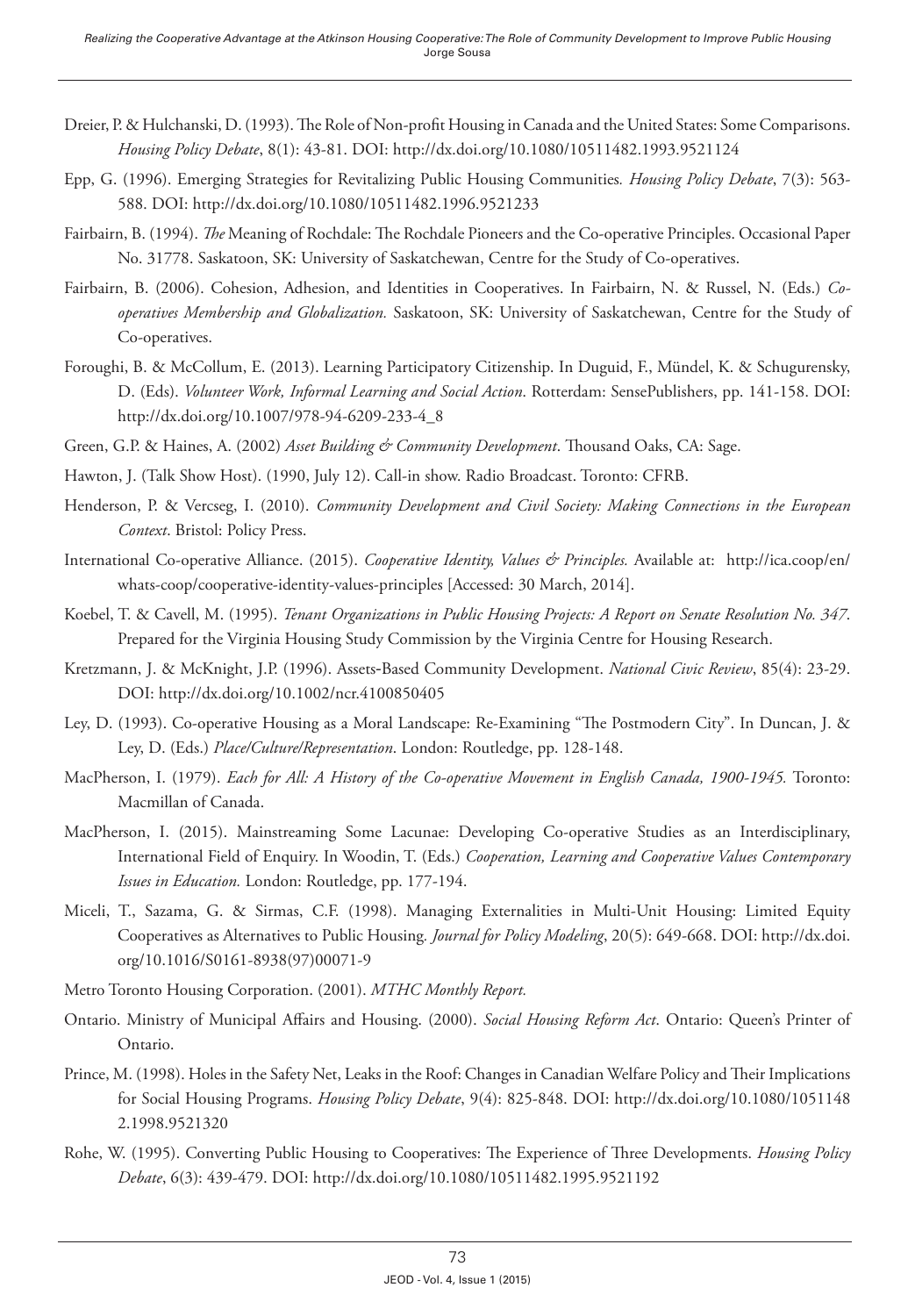Dreier, P. & Hulchanski, D. (1993). The Role of Non-profit Housing in Canada and the United States: Some Comparisons. *Housing Policy Debate*, 8(1): 43-81. DOI: http://dx.doi.org/10.1080/10511482.1993.9521124

Epp, G. (1996). Emerging Strategies for Revitalizing Public Housing Communities*. Housing Policy Debate*, 7(3): 563-588. DOI: http://dx.doi.org/10.1080/10511482.1996.9521233

Fairbairn, B. (1994). *The* Meaning of Rochdale: The Rochdale Pioneers and the Co-operative Principles. Occasional Paper No. 31778. Saskatoon, SK: University of Saskatchewan, Centre for the Study of Co-operatives.

Fairbairn, B. (2006). Cohesion, Adhesion, and Identities in Cooperatives. In Fairbairn, N. & Russel, N. (Eds.) *Co-operatives Membership and Globalization.* Saskatoon, SK: University of Saskatchewan, Centre for the Study of Co-operatives.

Foroughi, B. & McCollum, E. (2013). Learning Participatory Citizenship. In Duguid, F., Mündel, K. & Schugurensky, D. (Eds). *Volunteer Work, Informal Learning and Social Action*. Rotterdam: SensePublishers, pp. 141-158. DOI: http://dx.doi.org/10.1007/978-94-6209-233-4_8

Green, G.P. & Haines, A. (2002) *Asset Building & Community Development*. Thousand Oaks, CA: Sage.

Hawton, J. (Talk Show Host). (1990, July 12). Call-in show. Radio Broadcast. Toronto: CFRB.

Henderson, P. & Vercseg, I. (2010). *Community Development and Civil Society: Making Connections in the European Context*. Bristol: Policy Press.

International Co-operative Alliance. (2015). *Cooperative Identity, Values & Principles.* Available at: http://ica.coop/en/whats-coop/cooperative-identity-values-principles [Accessed: 30 March, 2014].

Koebel, T. & Cavell, M. (1995). *Tenant Organizations in Public Housing Projects: A Report on Senate Resolution No. 347*. Prepared for the Virginia Housing Study Commission by the Virginia Centre for Housing Research.

Kretzmann, J. & McKnight, J.P. (1996). Assets-Based Community Development. *National Civic Review*, 85(4): 23-29. DOI: http://dx.doi.org/10.1002/ncr.4100850405

Ley, D. (1993). Co-operative Housing as a Moral Landscape: Re-Examining "The Postmodern City". In Duncan, J. & Ley, D. (Eds.) *Place/Culture/Representation*. London: Routledge, pp. 128-148.

MacPherson, I. (1979). *Each for All: A History of the Co-operative Movement in English Canada, 1900-1945.* Toronto: Macmillan of Canada.

MacPherson, I. (2015). Mainstreaming Some Lacunae: Developing Co-operative Studies as an Interdisciplinary, International Field of Enquiry. In Woodin, T. (Eds.) *Cooperation, Learning and Cooperative Values Contemporary Issues in Education.* London: Routledge, pp. 177-194.

Miceli, T., Sazama, G. & Sirmas, C.F. (1998). Managing Externalities in Multi-Unit Housing: Limited Equity Cooperatives as Alternatives to Public Housing*. Journal for Policy Modeling*, 20(5): 649-668. DOI: http://dx.doi.org/10.1016/S0161-8938(97)00071-9

Metro Toronto Housing Corporation. (2001). *MTHC Monthly Report.*

Ontario. Ministry of Municipal Affairs and Housing. (2000). *Social Housing Reform Act*. Ontario: Queen's Printer of Ontario.

Prince, M. (1998). Holes in the Safety Net, Leaks in the Roof: Changes in Canadian Welfare Policy and Their Implications for Social Housing Programs. *Housing Policy Debate*, 9(4): 825-848. DOI: http://dx.doi.org/10.1080/10511482.1998.9521320

Rohe, W. (1995). Converting Public Housing to Cooperatives: The Experience of Three Developments. *Housing Policy Debate*, 6(3): 439-479. DOI: http://dx.doi.org/10.1080/10511482.1995.9521192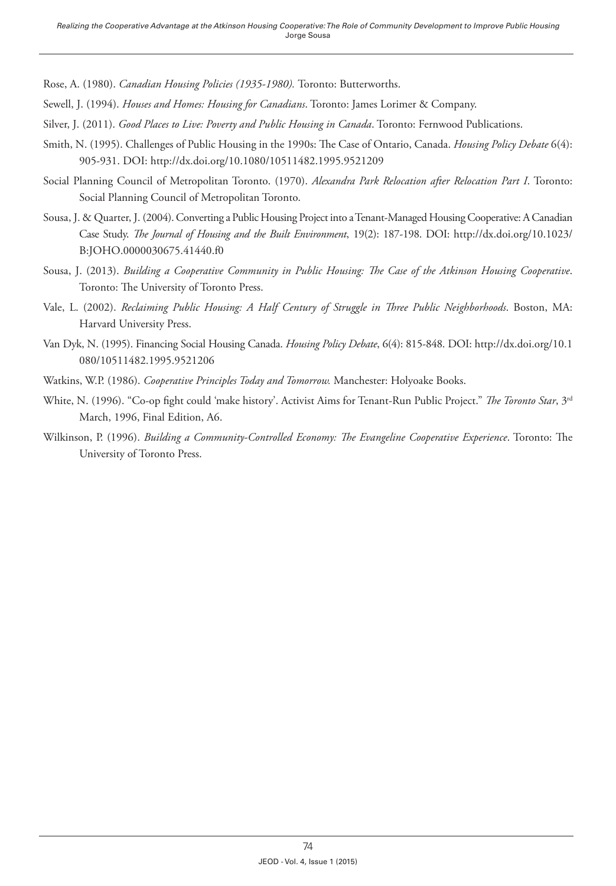Rose, A. (1980). *Canadian Housing Policies (1935-1980).* Toronto: Butterworths.

Sewell, J. (1994). *Houses and Homes: Housing for Canadians*. Toronto: James Lorimer & Company.

Silver, J. (2011). *Good Places to Live: Poverty and Public Housing in Canada*. Toronto: Fernwood Publications.

Smith, N. (1995). Challenges of Public Housing in the 1990s: The Case of Ontario, Canada. *Housing Policy Debate* 6(4): 905-931. DOI: http://dx.doi.org/10.1080/10511482.1995.9521209

Social Planning Council of Metropolitan Toronto. (1970). *Alexandra Park Relocation after Relocation Part I*. Toronto: Social Planning Council of Metropolitan Toronto.

Sousa, J. & Quarter, J. (2004). Converting a Public Housing Project into a Tenant-Managed Housing Cooperative: A Canadian Case Study. *The Journal of Housing and the Built Environment*, 19(2): 187-198. DOI: http://dx.doi.org/10.1023/B:JOHO.0000030675.41440.f0

Sousa, J. (2013). *Building a Cooperative Community in Public Housing: The Case of the Atkinson Housing Cooperative*. Toronto: The University of Toronto Press.

Vale, L. (2002). *Reclaiming Public Housing: A Half Century of Struggle in Three Public Neighborhoods*. Boston, MA: Harvard University Press.

Van Dyk, N. (1995). Financing Social Housing Canada. *Housing Policy Debate*, 6(4): 815-848. DOI: http://dx.doi.org/10.1080/10511482.1995.9521206

Watkins, W.P. (1986). *Cooperative Principles Today and Tomorrow.* Manchester: Holyoake Books.

White, N. (1996). "Co-op fight could 'make history'. Activist Aims for Tenant-Run Public Project." *The Toronto Star*, 3rd March, 1996, Final Edition, A6.

Wilkinson, P. (1996). *Building a Community-Controlled Economy: The Evangeline Cooperative Experience*. Toronto: The University of Toronto Press.